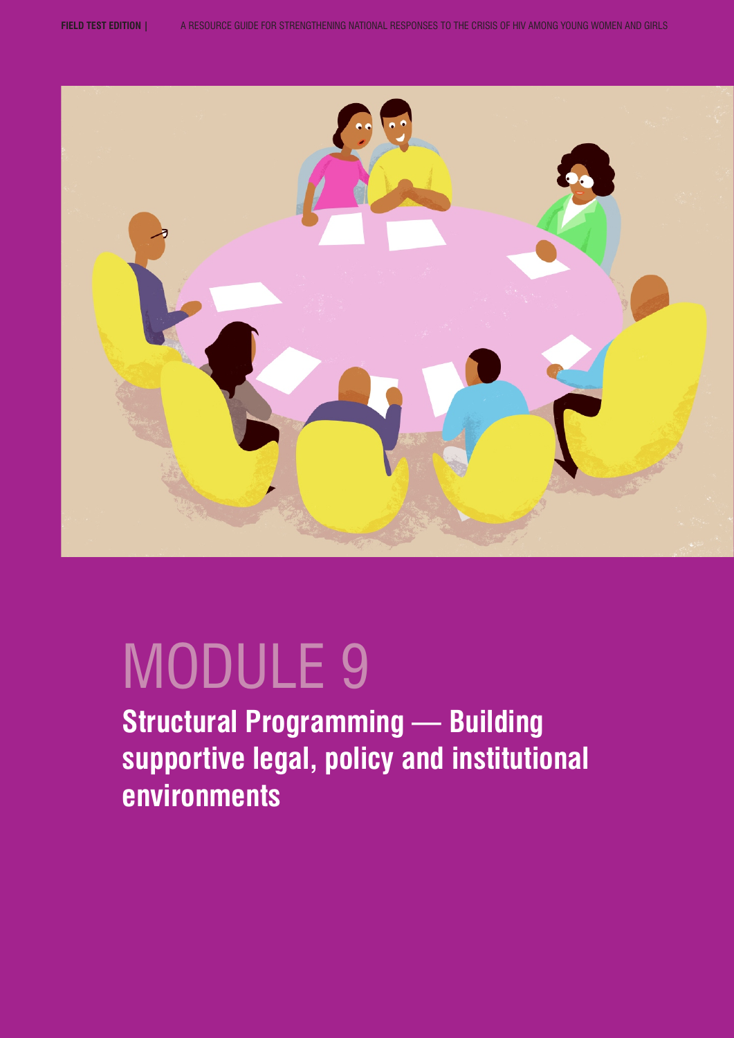# MODULE 9

## Structural Programming — Building supportive legal, policy and institutional environments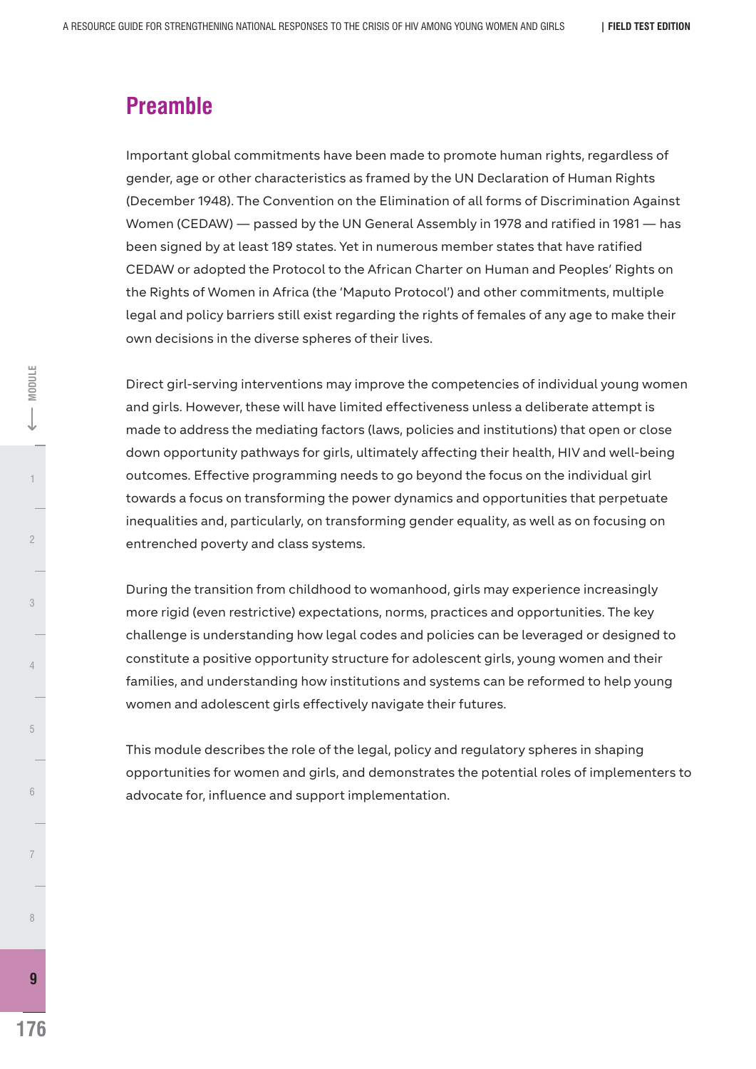# Preamble

Important global commitments have been made to promote human rights, regardless of gender, age or other characteristics as framed by the UN Declaration of Human Rights (December 1948). The Convention on the Elimination of all forms of Discrimination Against Women (CEDAW) — passed by the UN General Assembly in 1978 and ratified in 1981 — has been signed by at least 189 states. Yet in numerous member states that have ratified CEDAW or adopted the Protocol to the African Charter on Human and Peoples' Rights on the Rights of Women in Africa (the 'Maputo Protocol') and other commitments, multiple legal and policy barriers still exist regarding the rights of females of any age to make their own decisions in the diverse spheres of their lives.

Direct girl-serving interventions may improve the competencies of individual young women and girls. However, these will have limited effectiveness unless a deliberate attempt is made to address the mediating factors (laws, policies and institutions) that open or close down opportunity pathways for girls, ultimately affecting their health, HIV and well-being outcomes. Effective programming needs to go beyond the focus on the individual girl towards a focus on transforming the power dynamics and opportunities that perpetuate inequalities and, particularly, on transforming gender equality, as well as on focusing on entrenched poverty and class systems.

During the transition from childhood to womanhood, girls may experience increasingly more rigid (even restrictive) expectations, norms, practices and opportunities. The key challenge is understanding how legal codes and policies can be leveraged or designed to constitute a positive opportunity structure for adolescent girls, young women and their families, and understanding how institutions and systems can be reformed to help young women and adolescent girls effectively navigate their futures.

This module describes the role of the legal, policy and regulatory spheres in shaping opportunities for women and girls, and demonstrates the potential roles of implementers to advocate for, influence and support implementation.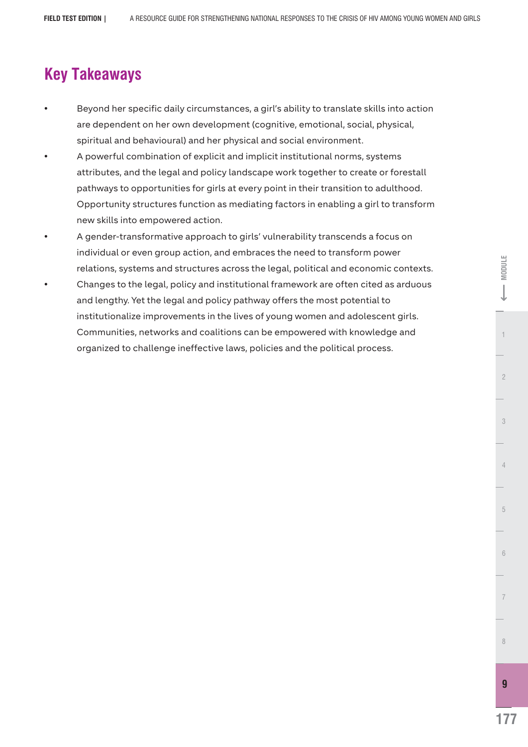## Key Takeaways

- Beyond her specific daily circumstances, a girl's ability to translate skills into action are dependent on her own development (cognitive, emotional, social, physical, spiritual and behavioural) and her physical and social environment.
- A powerful combination of explicit and implicit institutional norms, systems attributes, and the legal and policy landscape work together to create or forestall pathways to opportunities for girls at every point in their transition to adulthood. Opportunity structures function as mediating factors in enabling a girl to transform new skills into empowered action.
- A gender-transformative approach to girls' vulnerability transcends a focus on individual or even group action, and embraces the need to transform power relations, systems and structures across the legal, political and economic contexts.
- Changes to the legal, policy and institutional framework are often cited as arduous and lengthy. Yet the legal and policy pathway offers the most potential to institutionalize improvements in the lives of young women and adolescent girls. Communities, networks and coalitions can be empowered with knowledge and organized to challenge ineffective laws, policies and the political process.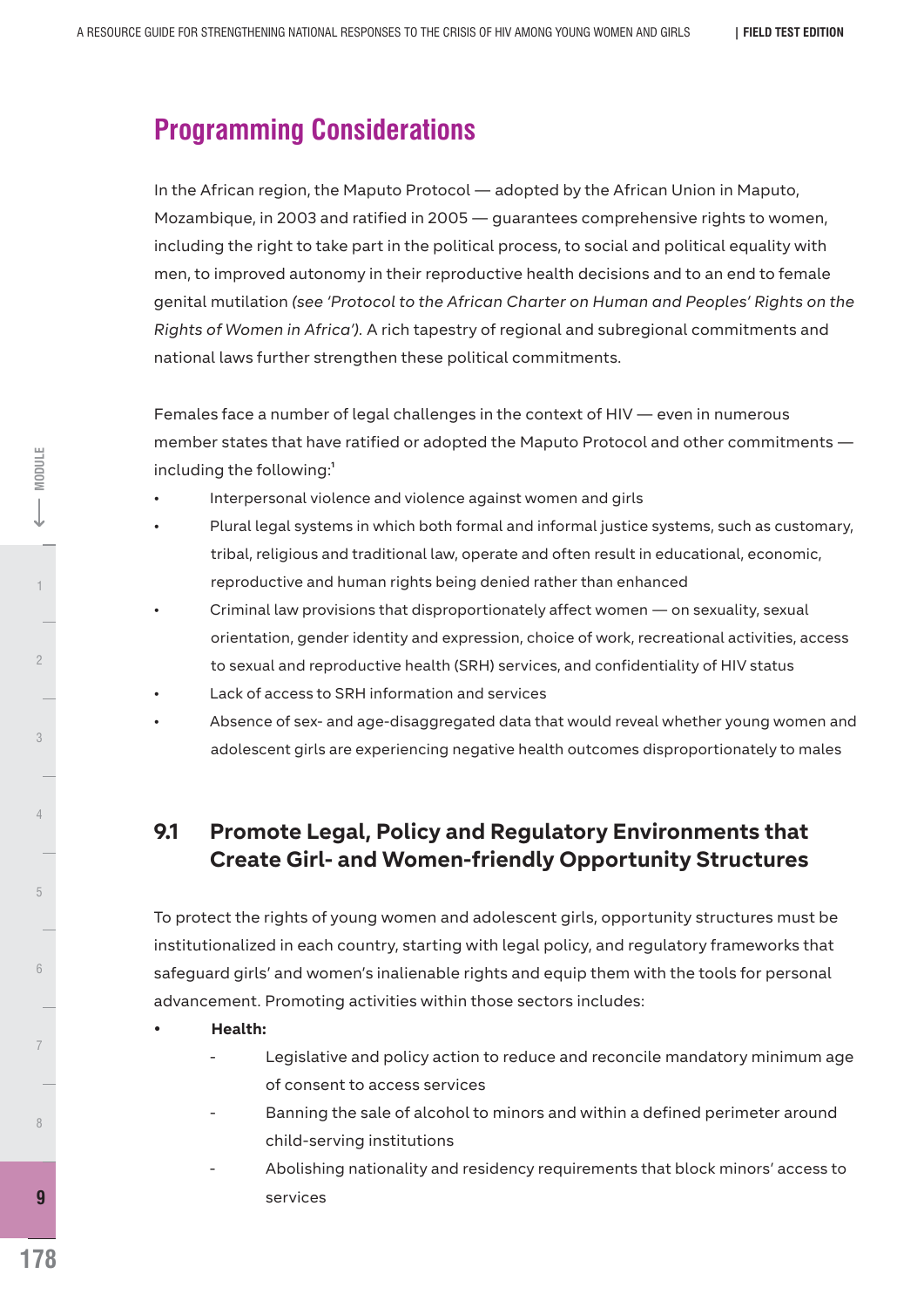## Programming Considerations

In the African region, the Maputo Protocol — adopted by the African Union in Maputo, Mozambique, in 2003 and ratified in 2005 — guarantees comprehensive rights to women, including the right to take part in the political process, to social and political equality with men, to improved autonomy in their reproductive health decisions and to an end to female genital mutilation *(see 'Protocol to the African Charter on Human and Peoples' Rights on the Rights of Women in Africa')*. A rich tapestry of regional and subregional commitments and national laws further strengthen these political commitments.

Females face a number of legal challenges in the context of HIV — even in numerous member states that have ratified or adopted the Maputo Protocol and other commitments — including the following:[1]

- Interpersonal violence and violence against women and girls
- Plural legal systems in which both formal and informal justice systems, such as customary, tribal, religious and traditional law, operate and often result in educational, economic, reproductive and human rights being denied rather than enhanced
- Criminal law provisions that disproportionately affect women — on sexuality, sexual orientation, gender identity and expression, choice of work, recreational activities, access to sexual and reproductive health (SRH) services, and confidentiality of HIV status
- Lack of access to SRH information and services
- Absence of sex- and age-disaggregated data that would reveal whether young women and adolescent girls are experiencing negative health outcomes disproportionately to males

### 9.1 Promote Legal, Policy and Regulatory Environments that Create Girl- and Women-friendly Opportunity Structures

To protect the rights of young women and adolescent girls, opportunity structures must be institutionalized in each country, starting with legal policy, and regulatory frameworks that safeguard girls' and women's inalienable rights and equip them with the tools for personal advancement. Promoting activities within those sectors includes:

- **Health:**
    - Legislative and policy action to reduce and reconcile mandatory minimum age of consent to access services
    - Banning the sale of alcohol to minors and within a defined perimeter around child-serving institutions
    - Abolishing nationality and residency requirements that block minors' access to services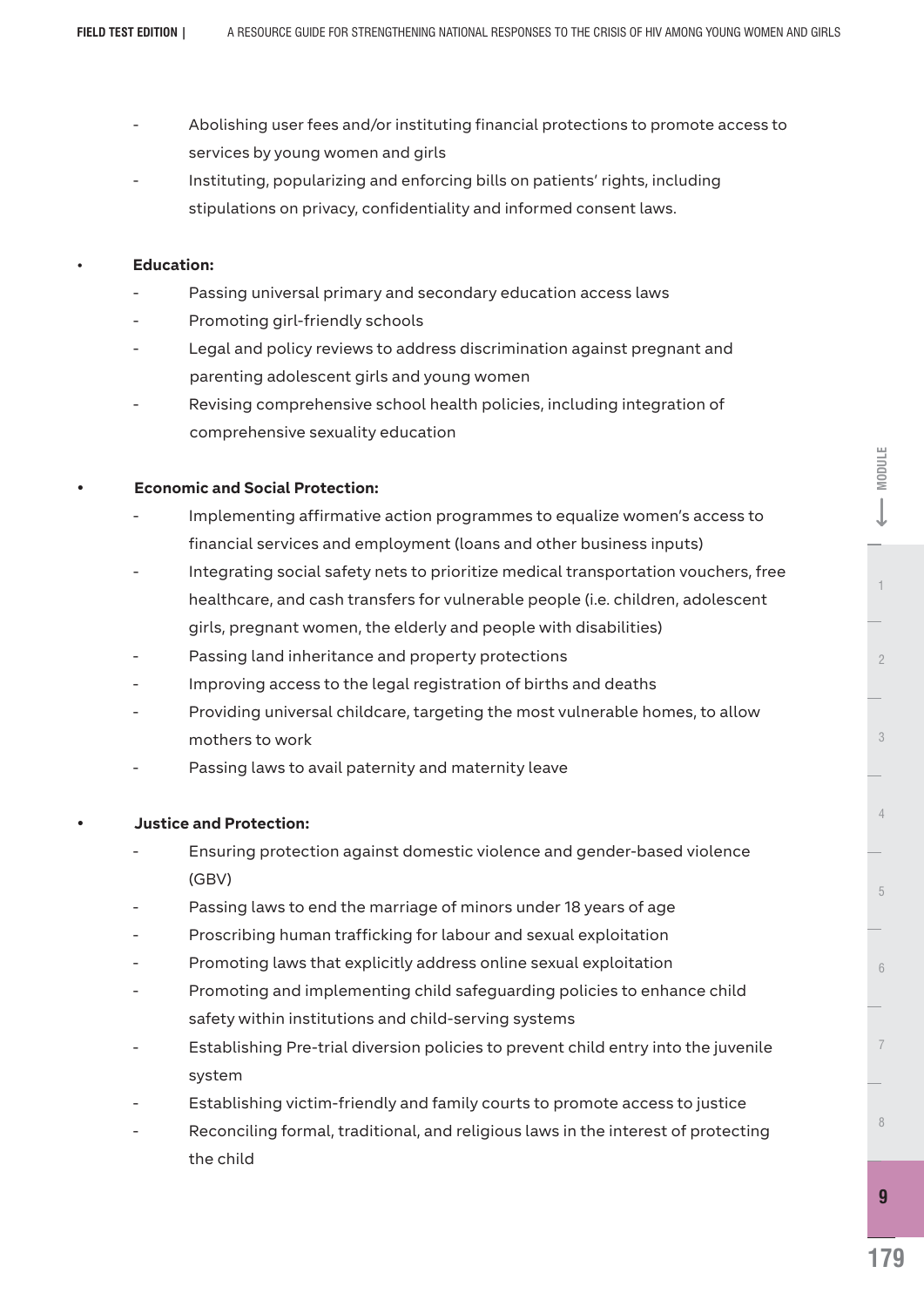- Abolishing user fees and/or instituting financial protections to promote access to services by young women and girls
- Instituting, popularizing and enforcing bills on patients' rights, including stipulations on privacy, confidentiality and informed consent laws.

- **Education:**
  - Passing universal primary and secondary education access laws
  - Promoting girl-friendly schools
  - Legal and policy reviews to address discrimination against pregnant and parenting adolescent girls and young women
  - Revising comprehensive school health policies, including integration of comprehensive sexuality education

- **Economic and Social Protection:**
  - Implementing affirmative action programmes to equalize women's access to financial services and employment (loans and other business inputs)
  - Integrating social safety nets to prioritize medical transportation vouchers, free healthcare, and cash transfers for vulnerable people (i.e. children, adolescent girls, pregnant women, the elderly and people with disabilities)
  - Passing land inheritance and property protections
  - Improving access to the legal registration of births and deaths
  - Providing universal childcare, targeting the most vulnerable homes, to allow mothers to work
  - Passing laws to avail paternity and maternity leave

- **Justice and Protection:**
  - Ensuring protection against domestic violence and gender-based violence (GBV)
  - Passing laws to end the marriage of minors under 18 years of age
  - Proscribing human trafficking for labour and sexual exploitation
  - Promoting laws that explicitly address online sexual exploitation
  - Promoting and implementing child safeguarding policies to enhance child safety within institutions and child-serving systems
  - Establishing Pre-trial diversion policies to prevent child entry into the juvenile system
  - Establishing victim-friendly and family courts to promote access to justice
  - Reconciling formal, traditional, and religious laws in the interest of protecting the child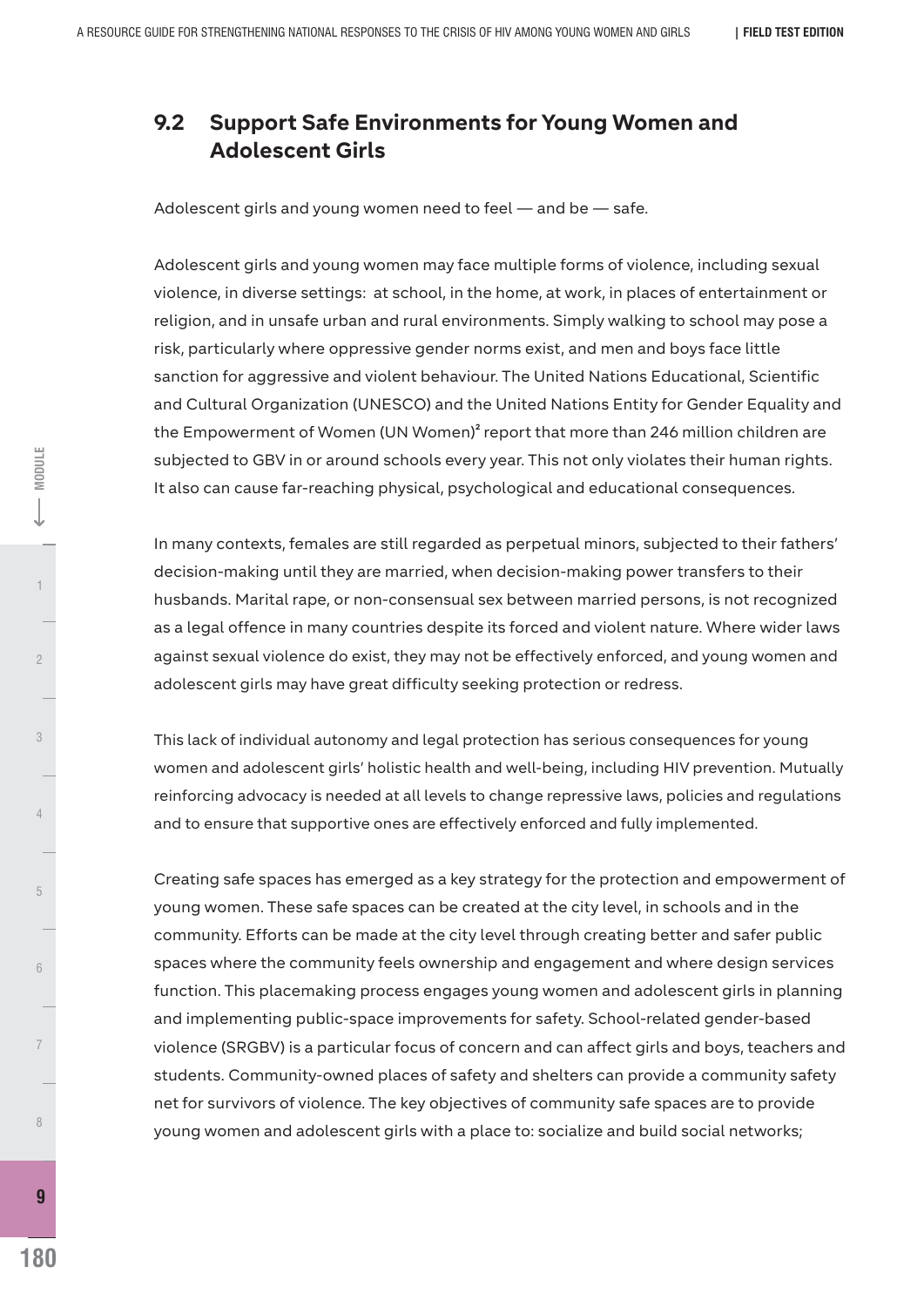## 9.2 Support Safe Environments for Young Women and Adolescent Girls

Adolescent girls and young women need to feel — and be — safe.

Adolescent girls and young women may face multiple forms of violence, including sexual violence, in diverse settings: at school, in the home, at work, in places of entertainment or religion, and in unsafe urban and rural environments. Simply walking to school may pose a risk, particularly where oppressive gender norms exist, and men and boys face little sanction for aggressive and violent behaviour. The United Nations Educational, Scientific and Cultural Organization (UNESCO) and the United Nations Entity for Gender Equality and the Empowerment of Women (UN Women)[2] report that more than 246 million children are subjected to GBV in or around schools every year. This not only violates their human rights. It also can cause far-reaching physical, psychological and educational consequences.

In many contexts, females are still regarded as perpetual minors, subjected to their fathers' decision-making until they are married, when decision-making power transfers to their husbands. Marital rape, or non-consensual sex between married persons, is not recognized as a legal offence in many countries despite its forced and violent nature. Where wider laws against sexual violence do exist, they may not be effectively enforced, and young women and adolescent girls may have great difficulty seeking protection or redress.

This lack of individual autonomy and legal protection has serious consequences for young women and adolescent girls' holistic health and well-being, including HIV prevention. Mutually reinforcing advocacy is needed at all levels to change repressive laws, policies and regulations and to ensure that supportive ones are effectively enforced and fully implemented.

Creating safe spaces has emerged as a key strategy for the protection and empowerment of young women. These safe spaces can be created at the city level, in schools and in the community. Efforts can be made at the city level through creating better and safer public spaces where the community feels ownership and engagement and where design services function. This placemaking process engages young women and adolescent girls in planning and implementing public-space improvements for safety. School-related gender-based violence (SRGBV) is a particular focus of concern and can affect girls and boys, teachers and students. Community-owned places of safety and shelters can provide a community safety net for survivors of violence. The key objectives of community safe spaces are to provide young women and adolescent girls with a place to: socialize and build social networks;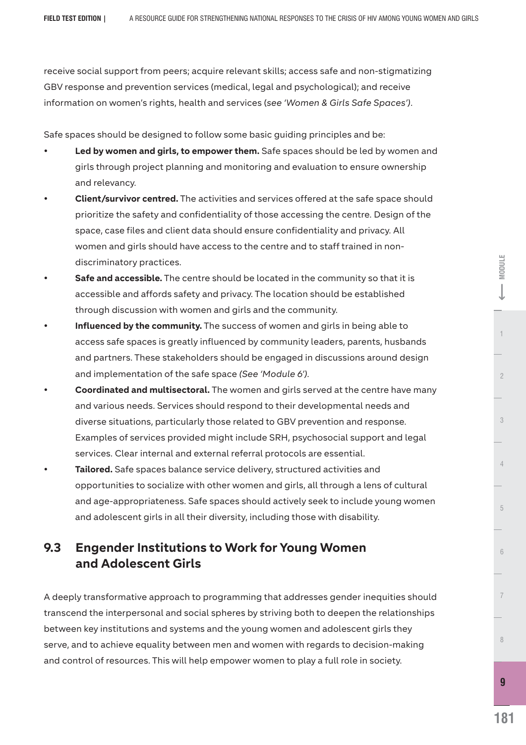receive social support from peers; acquire relevant skills; access safe and non-stigmatizing GBV response and prevention services (medical, legal and psychological); and receive information on women's rights, health and services (*see 'Women & Girls Safe Spaces')*.

Safe spaces should be designed to follow some basic guiding principles and be:

- **Led by women and girls, to empower them.** Safe spaces should be led by women and girls through project planning and monitoring and evaluation to ensure ownership and relevancy.
- **Client/survivor centred.** The activities and services offered at the safe space should prioritize the safety and confidentiality of those accessing the centre. Design of the space, case files and client data should ensure confidentiality and privacy. All women and girls should have access to the centre and to staff trained in non-discriminatory practices.
- **Safe and accessible.** The centre should be located in the community so that it is accessible and affords safety and privacy. The location should be established through discussion with women and girls and the community.
- **Influenced by the community.** The success of women and girls in being able to access safe spaces is greatly influenced by community leaders, parents, husbands and partners. These stakeholders should be engaged in discussions around design and implementation of the safe space *(See 'Module 6')*.
- **Coordinated and multisectoral.** The women and girls served at the centre have many and various needs. Services should respond to their developmental needs and diverse situations, particularly those related to GBV prevention and response. Examples of services provided might include SRH, psychosocial support and legal services. Clear internal and external referral protocols are essential.
- **Tailored.** Safe spaces balance service delivery, structured activities and opportunities to socialize with other women and girls, all through a lens of cultural and age-appropriateness. Safe spaces should actively seek to include young women and adolescent girls in all their diversity, including those with disability.

## 9.3 Engender Institutions to Work for Young Women and Adolescent Girls

A deeply transformative approach to programming that addresses gender inequities should transcend the interpersonal and social spheres by striving both to deepen the relationships between key institutions and systems and the young women and adolescent girls they serve, and to achieve equality between men and women with regards to decision-making and control of resources. This will help empower women to play a full role in society.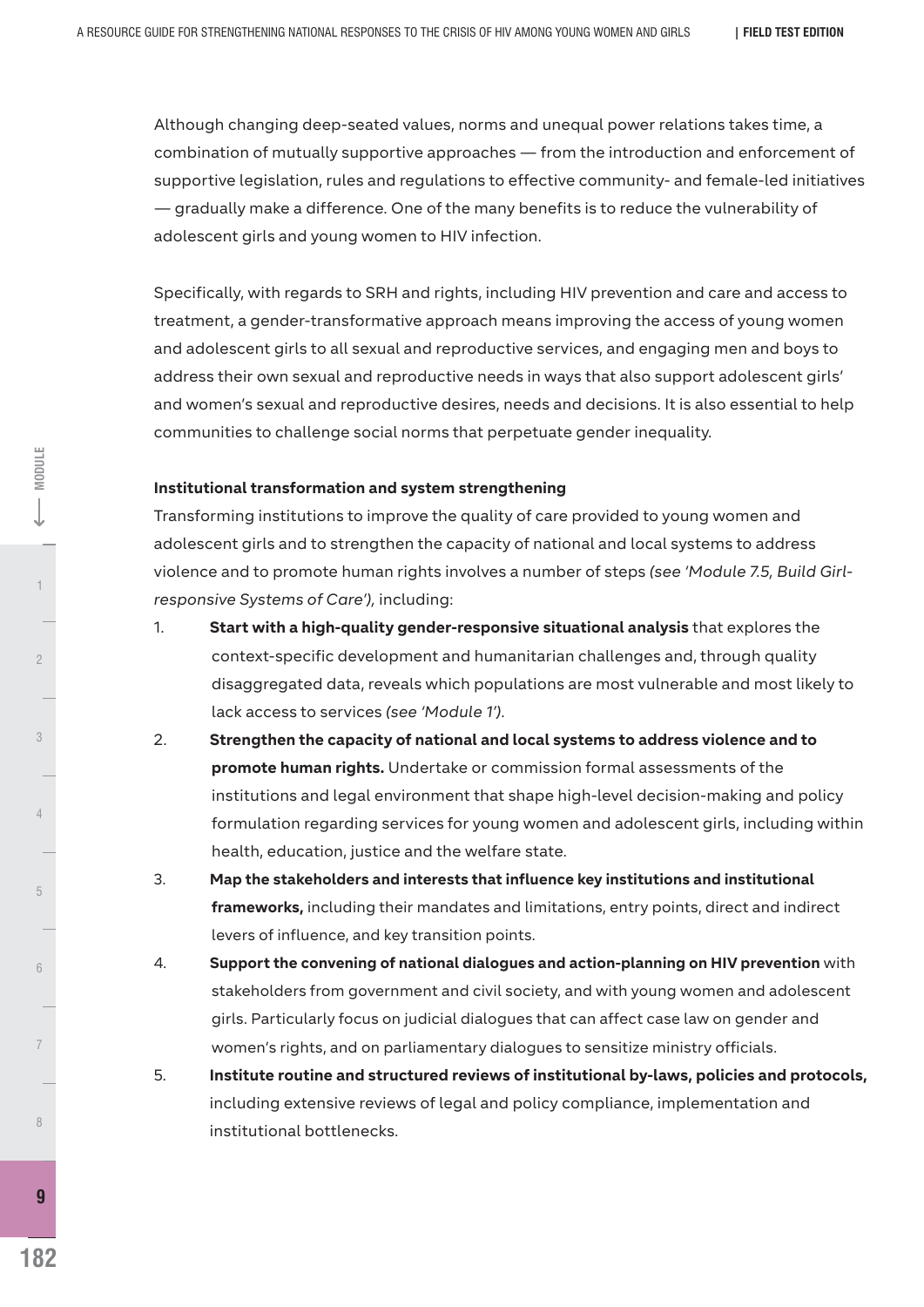Although changing deep-seated values, norms and unequal power relations takes time, a combination of mutually supportive approaches — from the introduction and enforcement of supportive legislation, rules and regulations to effective community- and female-led initiatives — gradually make a difference. One of the many benefits is to reduce the vulnerability of adolescent girls and young women to HIV infection.

Specifically, with regards to SRH and rights, including HIV prevention and care and access to treatment, a gender-transformative approach means improving the access of young women and adolescent girls to all sexual and reproductive services, and engaging men and boys to address their own sexual and reproductive needs in ways that also support adolescent girls' and women's sexual and reproductive desires, needs and decisions. It is also essential to help communities to challenge social norms that perpetuate gender inequality.

**Institutional transformation and system strengthening**

Transforming institutions to improve the quality of care provided to young women and adolescent girls and to strengthen the capacity of national and local systems to address violence and to promote human rights involves a number of steps *(see 'Module 7.5, Build Girl-responsive Systems of Care'),* including:

1. **Start with a high-quality gender-responsive situational analysis** that explores the context-specific development and humanitarian challenges and, through quality disaggregated data, reveals which populations are most vulnerable and most likely to lack access to services *(see 'Module 1')*.
2. **Strengthen the capacity of national and local systems to address violence and to promote human rights.** Undertake or commission formal assessments of the institutions and legal environment that shape high-level decision-making and policy formulation regarding services for young women and adolescent girls, including within health, education, justice and the welfare state.
3. **Map the stakeholders and interests that influence key institutions and institutional frameworks,** including their mandates and limitations, entry points, direct and indirect levers of influence, and key transition points.
4. **Support the convening of national dialogues and action-planning on HIV prevention** with stakeholders from government and civil society, and with young women and adolescent girls. Particularly focus on judicial dialogues that can affect case law on gender and women's rights, and on parliamentary dialogues to sensitize ministry officials.
5. **Institute routine and structured reviews of institutional by-laws, policies and protocols,** including extensive reviews of legal and policy compliance, implementation and institutional bottlenecks.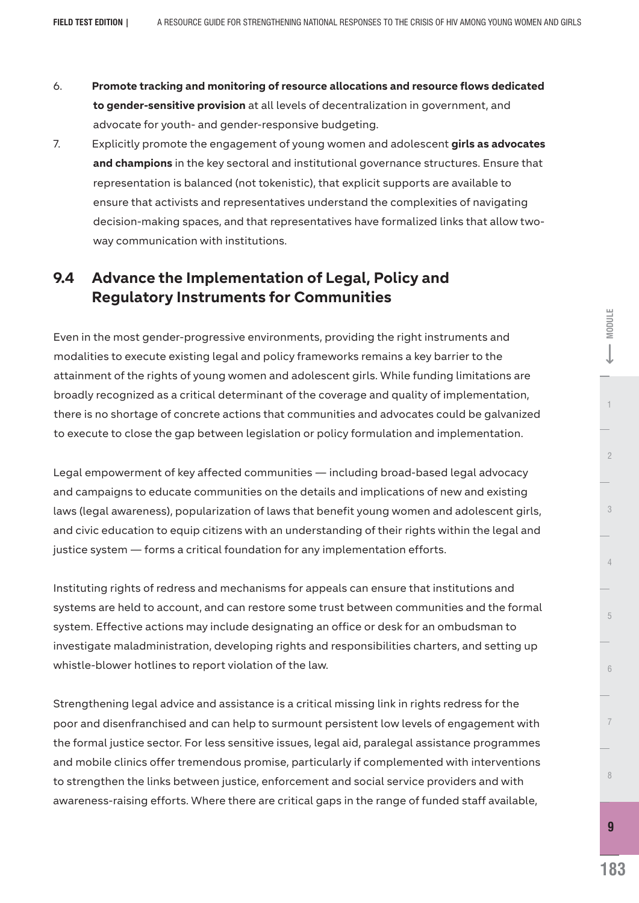6. **Promote tracking and monitoring of resource allocations and resource flows dedicated to gender-sensitive provision** at all levels of decentralization in government, and advocate for youth- and gender-responsive budgeting.
7. Explicitly promote the engagement of young women and adolescent **girls as advocates and champions** in the key sectoral and institutional governance structures. Ensure that representation is balanced (not tokenistic), that explicit supports are available to ensure that activists and representatives understand the complexities of navigating decision-making spaces, and that representatives have formalized links that allow two-way communication with institutions.

## 9.4 Advance the Implementation of Legal, Policy and Regulatory Instruments for Communities

Even in the most gender-progressive environments, providing the right instruments and modalities to execute existing legal and policy frameworks remains a key barrier to the attainment of the rights of young women and adolescent girls. While funding limitations are broadly recognized as a critical determinant of the coverage and quality of implementation, there is no shortage of concrete actions that communities and advocates could be galvanized to execute to close the gap between legislation or policy formulation and implementation.

Legal empowerment of key affected communities — including broad-based legal advocacy and campaigns to educate communities on the details and implications of new and existing laws (legal awareness), popularization of laws that benefit young women and adolescent girls, and civic education to equip citizens with an understanding of their rights within the legal and justice system — forms a critical foundation for any implementation efforts.

Instituting rights of redress and mechanisms for appeals can ensure that institutions and systems are held to account, and can restore some trust between communities and the formal system. Effective actions may include designating an office or desk for an ombudsman to investigate maladministration, developing rights and responsibilities charters, and setting up whistle-blower hotlines to report violation of the law.

Strengthening legal advice and assistance is a critical missing link in rights redress for the poor and disenfranchised and can help to surmount persistent low levels of engagement with the formal justice sector. For less sensitive issues, legal aid, paralegal assistance programmes and mobile clinics offer tremendous promise, particularly if complemented with interventions to strengthen the links between justice, enforcement and social service providers and with awareness-raising efforts. Where there are critical gaps in the range of funded staff available,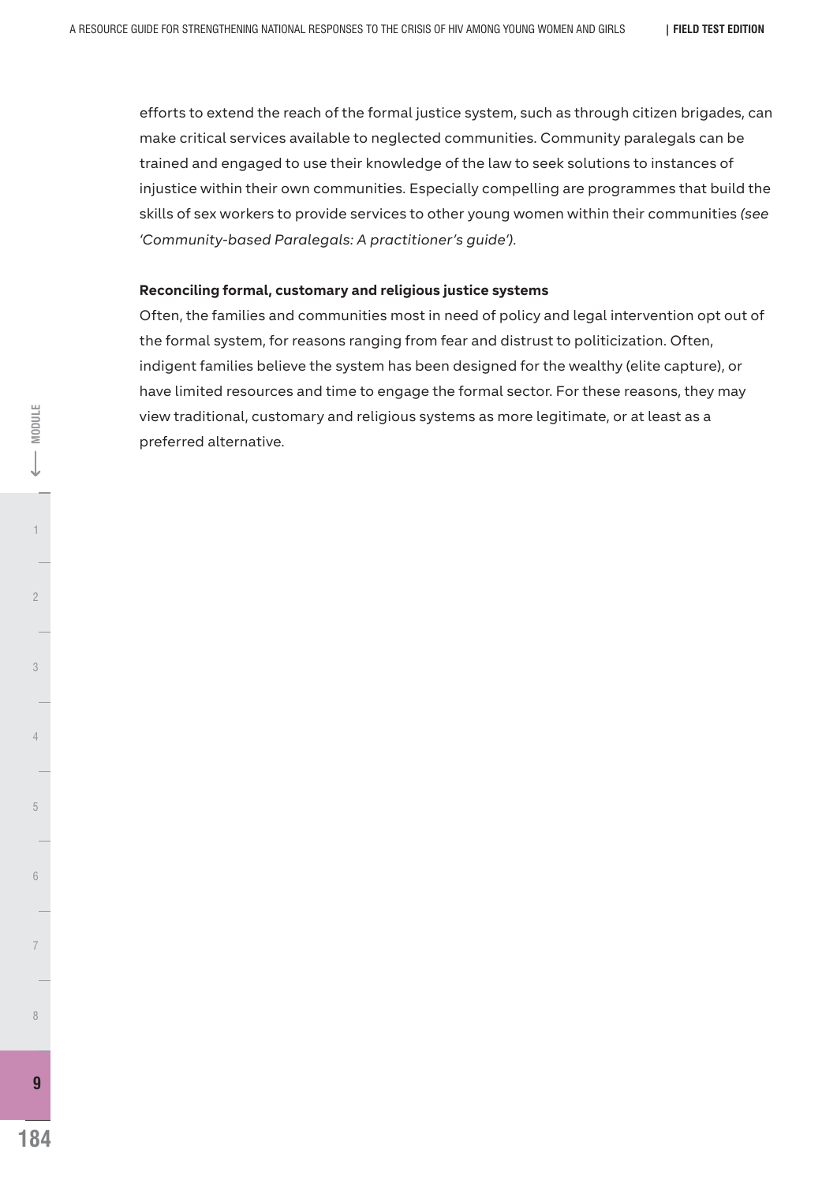efforts to extend the reach of the formal justice system, such as through citizen brigades, can make critical services available to neglected communities. Community paralegals can be trained and engaged to use their knowledge of the law to seek solutions to instances of injustice within their own communities. Especially compelling are programmes that build the skills of sex workers to provide services to other young women within their communities *(see 'Community-based Paralegals: A practitioner's guide')*.

**Reconciling formal, customary and religious justice systems**

Often, the families and communities most in need of policy and legal intervention opt out of the formal system, for reasons ranging from fear and distrust to politicization. Often, indigent families believe the system has been designed for the wealthy (elite capture), or have limited resources and time to engage the formal sector. For these reasons, they may view traditional, customary and religious systems as more legitimate, or at least as a preferred alternative.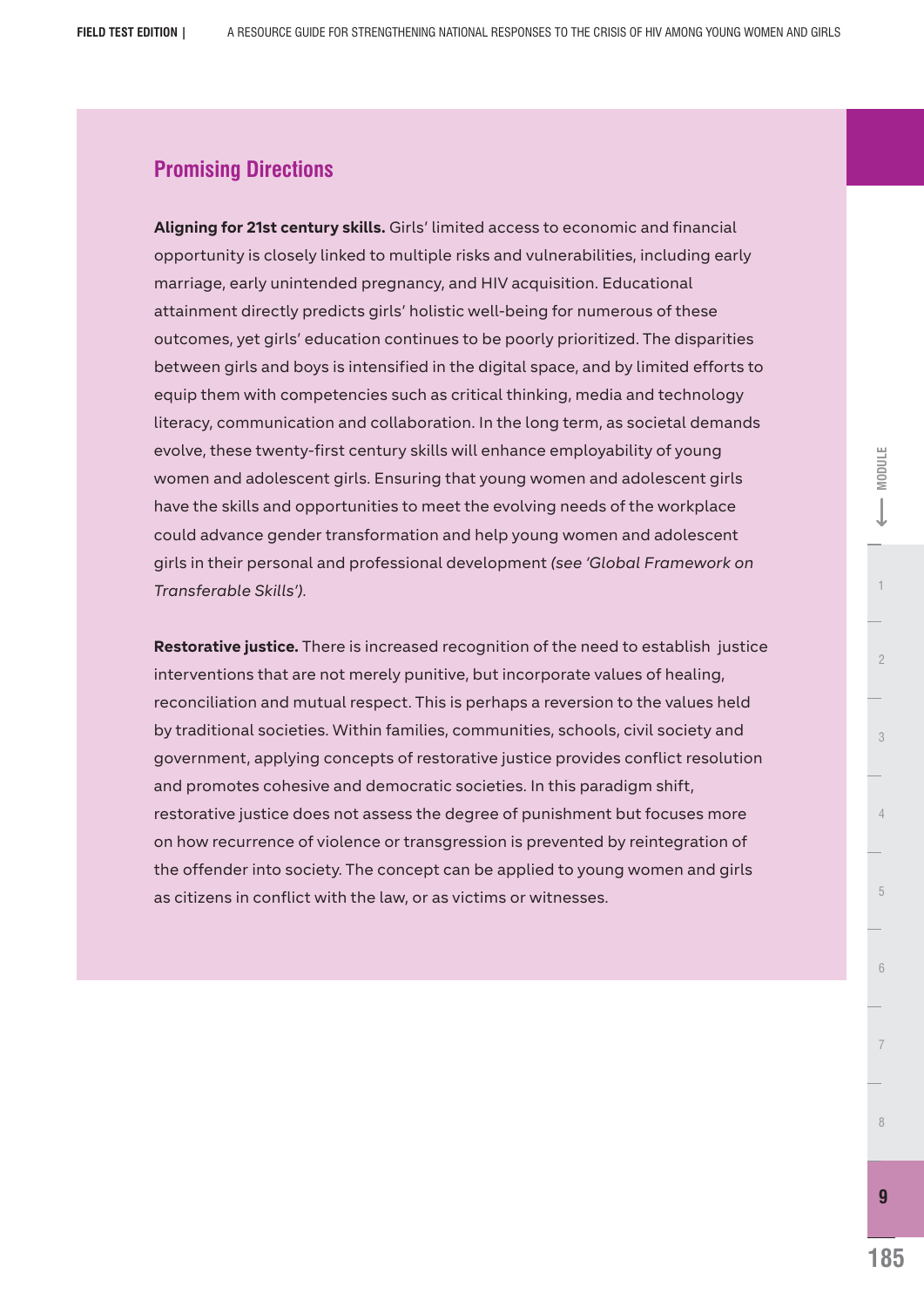## Promising Directions

**Aligning for 21st century skills.** Girls' limited access to economic and financial opportunity is closely linked to multiple risks and vulnerabilities, including early marriage, early unintended pregnancy, and HIV acquisition. Educational attainment directly predicts girls' holistic well-being for numerous of these outcomes, yet girls' education continues to be poorly prioritized. The disparities between girls and boys is intensified in the digital space, and by limited efforts to equip them with competencies such as critical thinking, media and technology literacy, communication and collaboration. In the long term, as societal demands evolve, these twenty-first century skills will enhance employability of young women and adolescent girls. Ensuring that young women and adolescent girls have the skills and opportunities to meet the evolving needs of the workplace could advance gender transformation and help young women and adolescent girls in their personal and professional development *(see 'Global Framework on Transferable Skills').*

**Restorative justice.** There is increased recognition of the need to establish justice interventions that are not merely punitive, but incorporate values of healing, reconciliation and mutual respect. This is perhaps a reversion to the values held by traditional societies. Within families, communities, schools, civil society and government, applying concepts of restorative justice provides conflict resolution and promotes cohesive and democratic societies. In this paradigm shift, restorative justice does not assess the degree of punishment but focuses more on how recurrence of violence or transgression is prevented by reintegration of the offender into society. The concept can be applied to young women and girls as citizens in conflict with the law, or as victims or witnesses.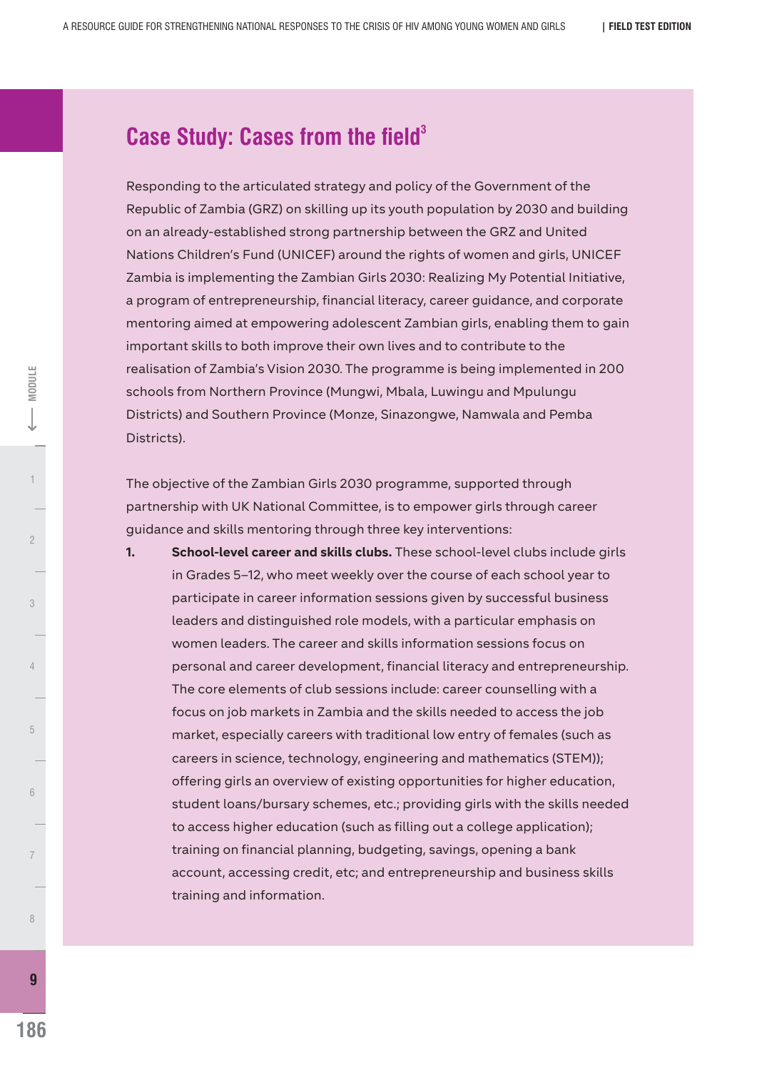## Case Study: Cases from the field[3]

Responding to the articulated strategy and policy of the Government of the Republic of Zambia (GRZ) on skilling up its youth population by 2030 and building on an already-established strong partnership between the GRZ and United Nations Children's Fund (UNICEF) around the rights of women and girls, UNICEF Zambia is implementing the Zambian Girls 2030: Realizing My Potential Initiative, a program of entrepreneurship, financial literacy, career guidance, and corporate mentoring aimed at empowering adolescent Zambian girls, enabling them to gain important skills to both improve their own lives and to contribute to the realisation of Zambia's Vision 2030. The programme is being implemented in 200 schools from Northern Province (Mungwi, Mbala, Luwingu and Mpulungu Districts) and Southern Province (Monze, Sinazongwe, Namwala and Pemba Districts).

The objective of the Zambian Girls 2030 programme, supported through partnership with UK National Committee, is to empower girls through career guidance and skills mentoring through three key interventions:

1. **School-level career and skills clubs.** These school-level clubs include girls in Grades 5–12, who meet weekly over the course of each school year to participate in career information sessions given by successful business leaders and distinguished role models, with a particular emphasis on women leaders. The career and skills information sessions focus on personal and career development, financial literacy and entrepreneurship. The core elements of club sessions include: career counselling with a focus on job markets in Zambia and the skills needed to access the job market, especially careers with traditional low entry of females (such as careers in science, technology, engineering and mathematics (STEM)); offering girls an overview of existing opportunities for higher education, student loans/bursary schemes, etc.; providing girls with the skills needed to access higher education (such as filling out a college application); training on financial planning, budgeting, savings, opening a bank account, accessing credit, etc; and entrepreneurship and business skills training and information.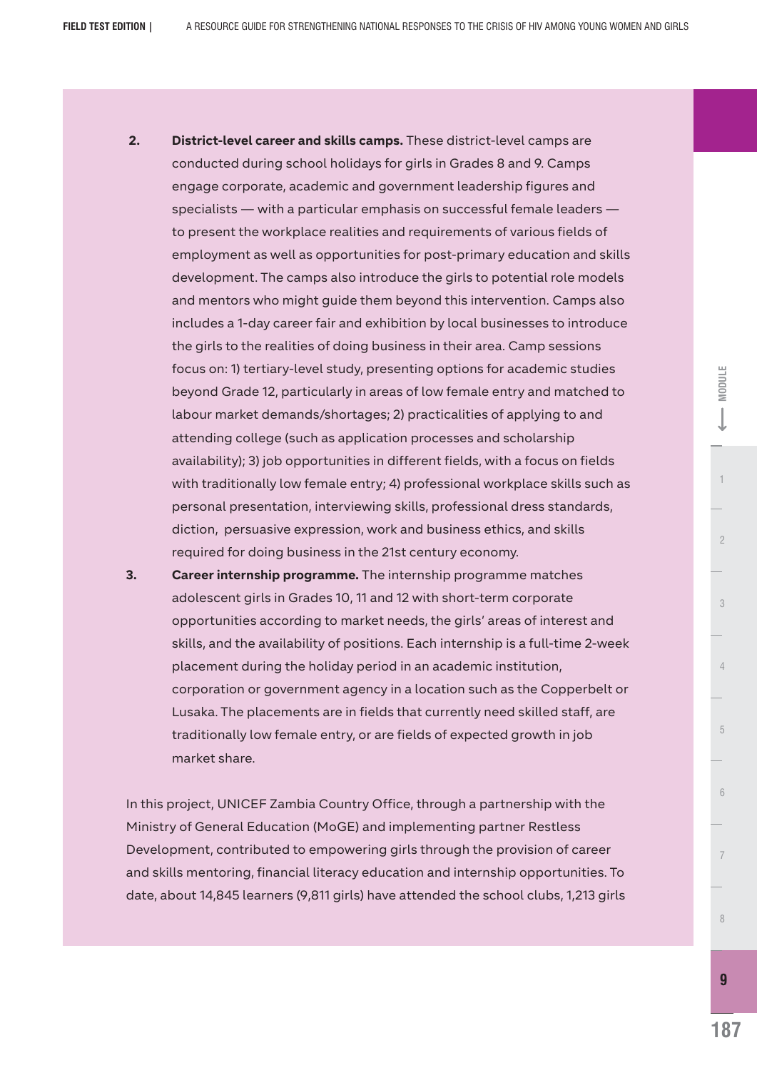2. **District-level career and skills camps.** These district-level camps are conducted during school holidays for girls in Grades 8 and 9. Camps engage corporate, academic and government leadership figures and specialists — with a particular emphasis on successful female leaders — to present the workplace realities and requirements of various fields of employment as well as opportunities for post-primary education and skills development. The camps also introduce the girls to potential role models and mentors who might guide them beyond this intervention. Camps also includes a 1-day career fair and exhibition by local businesses to introduce the girls to the realities of doing business in their area. Camp sessions focus on: 1) tertiary-level study, presenting options for academic studies beyond Grade 12, particularly in areas of low female entry and matched to labour market demands/shortages; 2) practicalities of applying to and attending college (such as application processes and scholarship availability); 3) job opportunities in different fields, with a focus on fields with traditionally low female entry; 4) professional workplace skills such as personal presentation, interviewing skills, professional dress standards, diction, persuasive expression, work and business ethics, and skills required for doing business in the 21st century economy.

3. **Career internship programme.** The internship programme matches adolescent girls in Grades 10, 11 and 12 with short-term corporate opportunities according to market needs, the girls' areas of interest and skills, and the availability of positions. Each internship is a full-time 2-week placement during the holiday period in an academic institution, corporation or government agency in a location such as the Copperbelt or Lusaka. The placements are in fields that currently need skilled staff, are traditionally low female entry, or are fields of expected growth in job market share.

In this project, UNICEF Zambia Country Office, through a partnership with the Ministry of General Education (MoGE) and implementing partner Restless Development, contributed to empowering girls through the provision of career and skills mentoring, financial literacy education and internship opportunities. To date, about 14,845 learners (9,811 girls) have attended the school clubs, 1,213 girls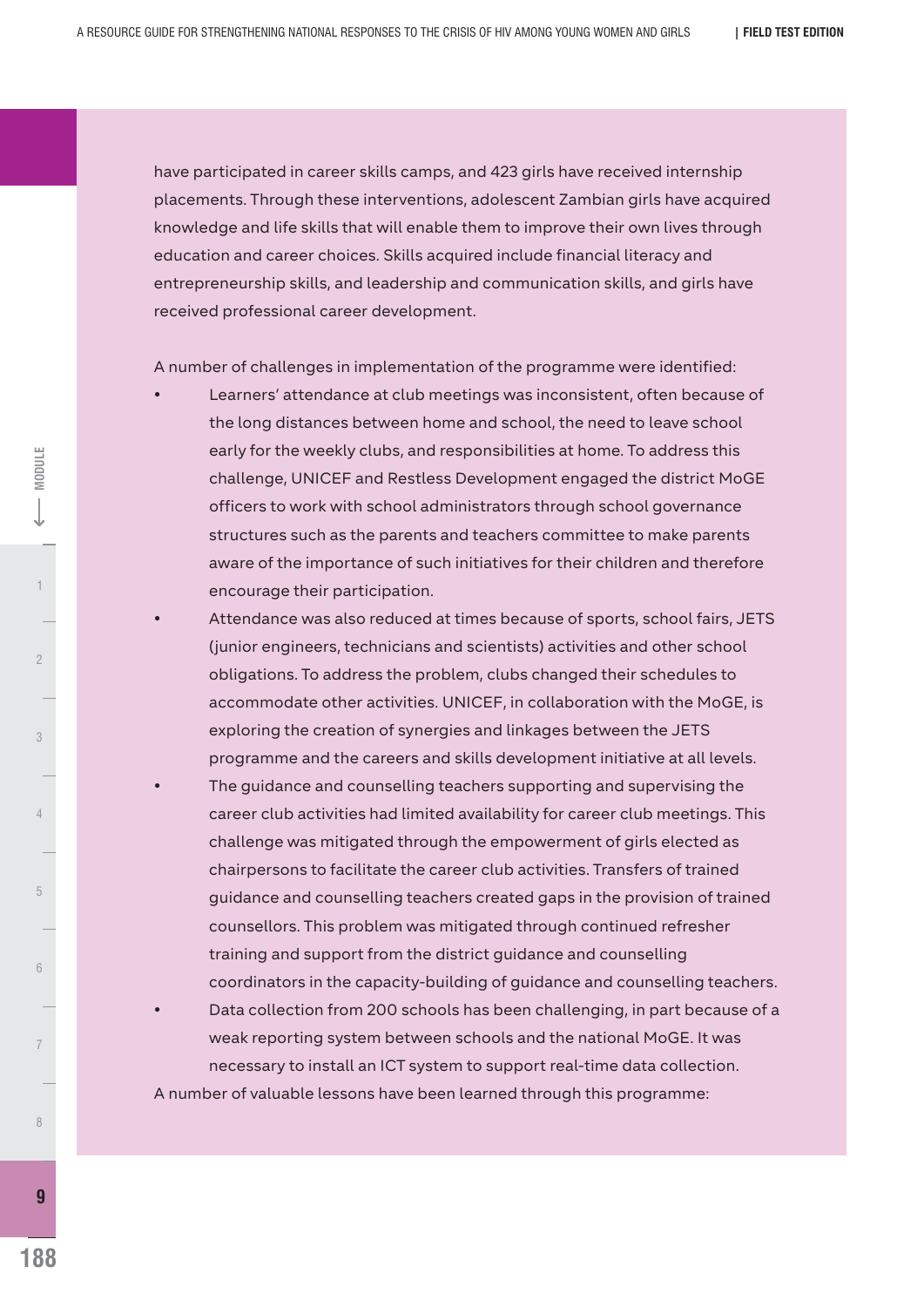have participated in career skills camps, and 423 girls have received internship placements. Through these interventions, adolescent Zambian girls have acquired knowledge and life skills that will enable them to improve their own lives through education and career choices. Skills acquired include financial literacy and entrepreneurship skills, and leadership and communication skills, and girls have received professional career development.

A number of challenges in implementation of the programme were identified:

- Learners' attendance at club meetings was inconsistent, often because of the long distances between home and school, the need to leave school early for the weekly clubs, and responsibilities at home. To address this challenge, UNICEF and Restless Development engaged the district MoGE officers to work with school administrators through school governance structures such as the parents and teachers committee to make parents aware of the importance of such initiatives for their children and therefore encourage their participation.
- Attendance was also reduced at times because of sports, school fairs, JETS (junior engineers, technicians and scientists) activities and other school obligations. To address the problem, clubs changed their schedules to accommodate other activities. UNICEF, in collaboration with the MoGE, is exploring the creation of synergies and linkages between the JETS programme and the careers and skills development initiative at all levels.
- The guidance and counselling teachers supporting and supervising the career club activities had limited availability for career club meetings. This challenge was mitigated through the empowerment of girls elected as chairpersons to facilitate the career club activities. Transfers of trained guidance and counselling teachers created gaps in the provision of trained counsellors. This problem was mitigated through continued refresher training and support from the district guidance and counselling coordinators in the capacity-building of guidance and counselling teachers.
- Data collection from 200 schools has been challenging, in part because of a weak reporting system between schools and the national MoGE. It was necessary to install an ICT system to support real-time data collection.

A number of valuable lessons have been learned through this programme: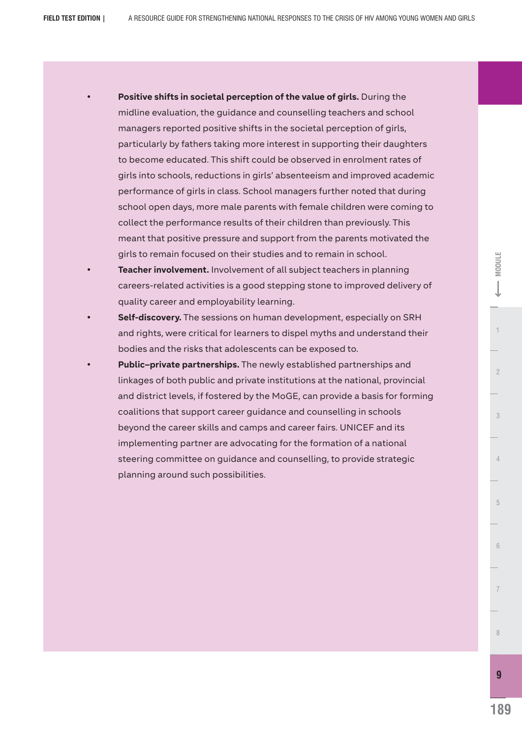- **Positive shifts in societal perception of the value of girls.** During the midline evaluation, the guidance and counselling teachers and school managers reported positive shifts in the societal perception of girls, particularly by fathers taking more interest in supporting their daughters to become educated. This shift could be observed in enrolment rates of girls into schools, reductions in girls' absenteeism and improved academic performance of girls in class. School managers further noted that during school open days, more male parents with female children were coming to collect the performance results of their children than previously. This meant that positive pressure and support from the parents motivated the girls to remain focused on their studies and to remain in school.
- **Teacher involvement.** Involvement of all subject teachers in planning careers-related activities is a good stepping stone to improved delivery of quality career and employability learning.
- **Self-discovery.** The sessions on human development, especially on SRH and rights, were critical for learners to dispel myths and understand their bodies and the risks that adolescents can be exposed to.
- **Public–private partnerships.** The newly established partnerships and linkages of both public and private institutions at the national, provincial and district levels, if fostered by the MoGE, can provide a basis for forming coalitions that support career guidance and counselling in schools beyond the career skills and camps and career fairs. UNICEF and its implementing partner are advocating for the formation of a national steering committee on guidance and counselling, to provide strategic planning around such possibilities.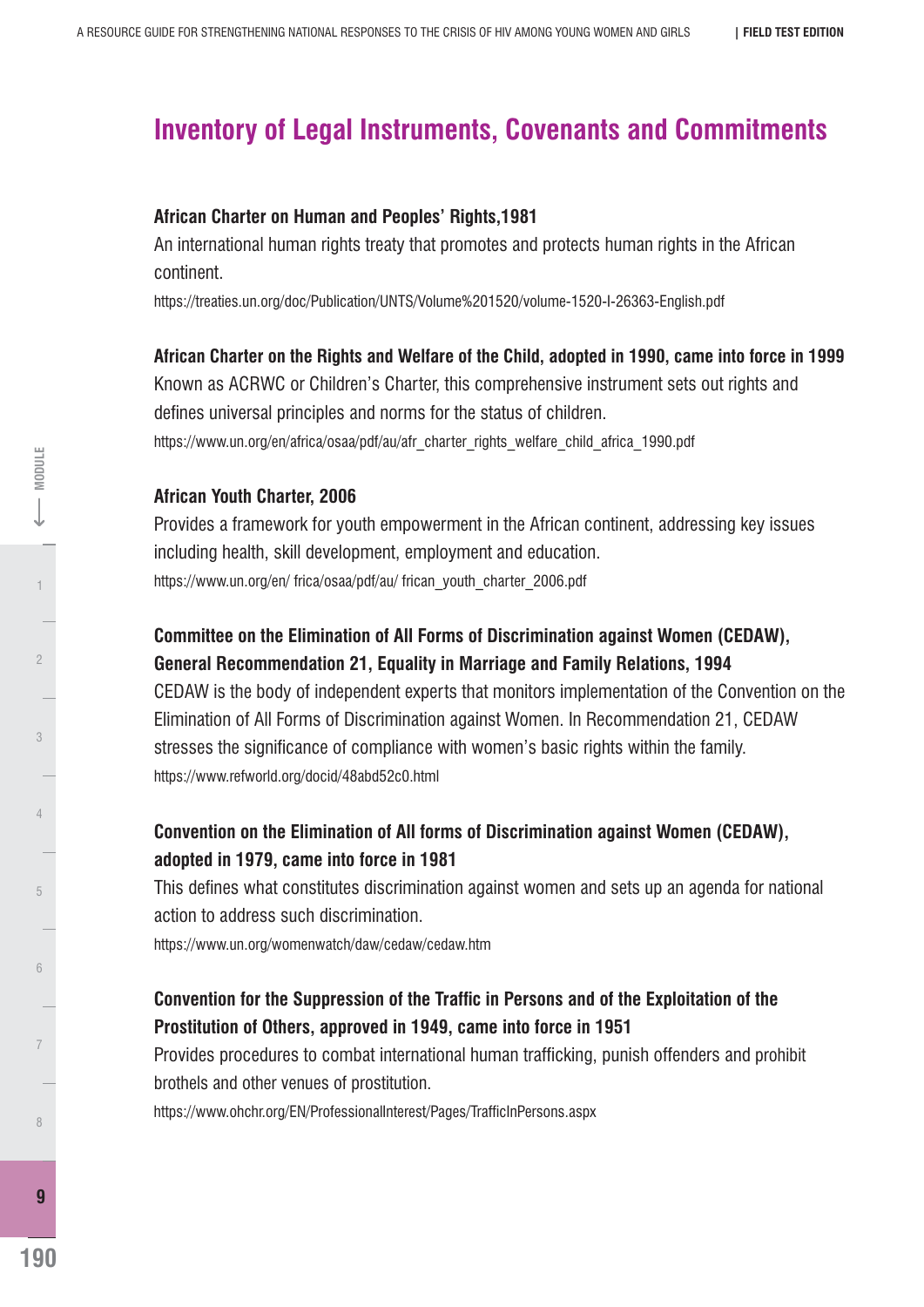# Inventory of Legal Instruments, Covenants and Commitments

**African Charter on Human and Peoples' Rights,1981**

An international human rights treaty that promotes and protects human rights in the African continent.

https://treaties.un.org/doc/Publication/UNTS/Volume%201520/volume-1520-I-26363-English.pdf

**African Charter on the Rights and Welfare of the Child, adopted in 1990, came into force in 1999**

Known as ACRWC or Children's Charter, this comprehensive instrument sets out rights and defines universal principles and norms for the status of children.

https://www.un.org/en/africa/osaa/pdf/au/afr_charter_rights_welfare_child_africa_1990.pdf

**African Youth Charter, 2006**

Provides a framework for youth empowerment in the African continent, addressing key issues including health, skill development, employment and education.

https://www.un.org/en/ frica/osaa/pdf/au/ frican_youth_charter_2006.pdf

**Committee on the Elimination of All Forms of Discrimination against Women (CEDAW), General Recommendation 21, Equality in Marriage and Family Relations, 1994**

CEDAW is the body of independent experts that monitors implementation of the Convention on the Elimination of All Forms of Discrimination against Women. In Recommendation 21, CEDAW stresses the significance of compliance with women's basic rights within the family.

https://www.refworld.org/docid/48abd52c0.html

**Convention on the Elimination of All forms of Discrimination against Women (CEDAW), adopted in 1979, came into force in 1981**

This defines what constitutes discrimination against women and sets up an agenda for national action to address such discrimination.

https://www.un.org/womenwatch/daw/cedaw/cedaw.htm

**Convention for the Suppression of the Traffic in Persons and of the Exploitation of the Prostitution of Others, approved in 1949, came into force in 1951**

Provides procedures to combat international human trafficking, punish offenders and prohibit brothels and other venues of prostitution.

https://www.ohchr.org/EN/ProfessionalInterest/Pages/TrafficInPersons.aspx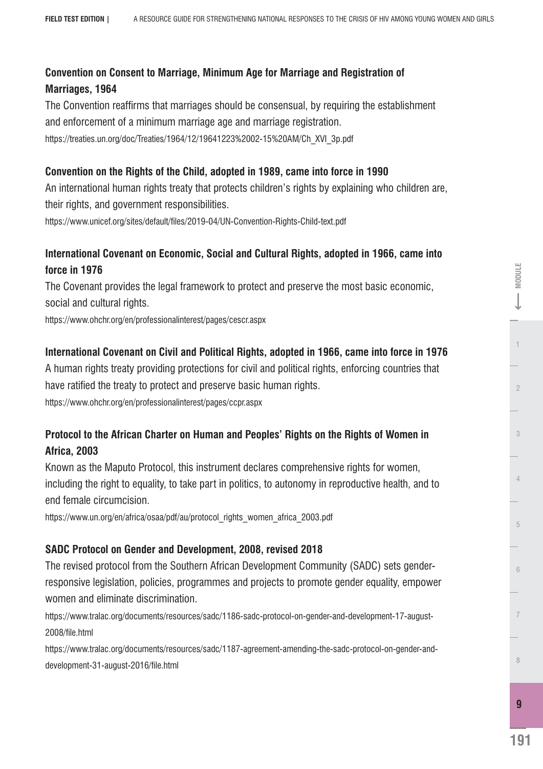**Convention on Consent to Marriage, Minimum Age for Marriage and Registration of Marriages, 1964**

The Convention reaffirms that marriages should be consensual, by requiring the establishment and enforcement of a minimum marriage age and marriage registration.

https://treaties.un.org/doc/Treaties/1964/12/19641223%2002-15%20AM/Ch_XVI_3p.pdf

**Convention on the Rights of the Child, adopted in 1989, came into force in 1990**

An international human rights treaty that protects children's rights by explaining who children are, their rights, and government responsibilities.

https://www.unicef.org/sites/default/files/2019-04/UN-Convention-Rights-Child-text.pdf

**International Covenant on Economic, Social and Cultural Rights, adopted in 1966, came into force in 1976**

The Covenant provides the legal framework to protect and preserve the most basic economic, social and cultural rights.

https://www.ohchr.org/en/professionalinterest/pages/cescr.aspx

**International Covenant on Civil and Political Rights, adopted in 1966, came into force in 1976**

A human rights treaty providing protections for civil and political rights, enforcing countries that have ratified the treaty to protect and preserve basic human rights.

https://www.ohchr.org/en/professionalinterest/pages/ccpr.aspx

**Protocol to the African Charter on Human and Peoples' Rights on the Rights of Women in Africa, 2003**

Known as the Maputo Protocol, this instrument declares comprehensive rights for women, including the right to equality, to take part in politics, to autonomy in reproductive health, and to end female circumcision.

https://www.un.org/en/africa/osaa/pdf/au/protocol_rights_women_africa_2003.pdf

**SADC Protocol on Gender and Development, 2008, revised 2018**

The revised protocol from the Southern African Development Community (SADC) sets gender-responsive legislation, policies, programmes and projects to promote gender equality, empower women and eliminate discrimination.

https://www.tralac.org/documents/resources/sadc/1186-sadc-protocol-on-gender-and-development-17-august-2008/file.html

https://www.tralac.org/documents/resources/sadc/1187-agreement-amending-the-sadc-protocol-on-gender-and-development-31-august-2016/file.html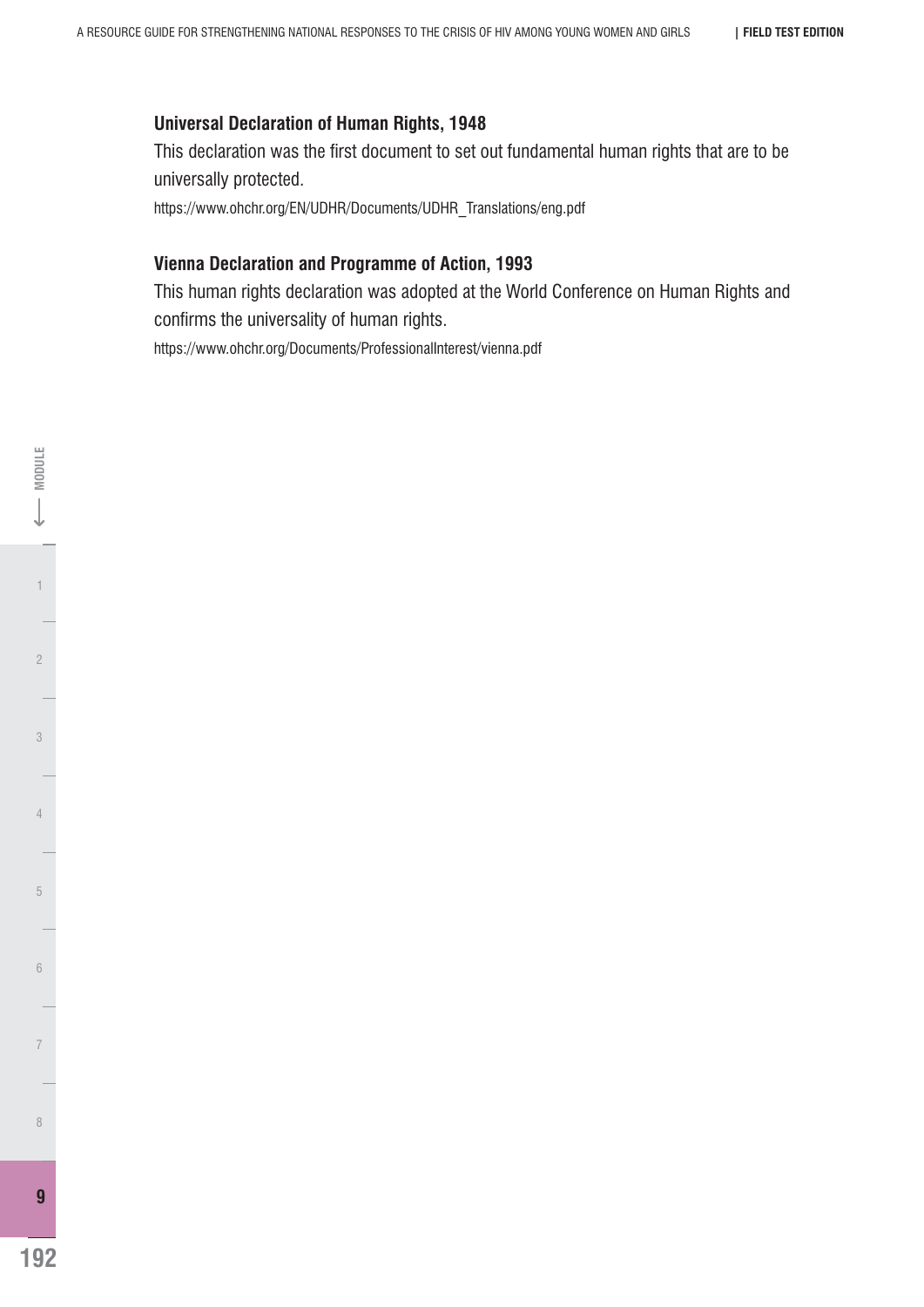**Universal Declaration of Human Rights, 1948**

This declaration was the first document to set out fundamental human rights that are to be universally protected.

https://www.ohchr.org/EN/UDHR/Documents/UDHR_Translations/eng.pdf

**Vienna Declaration and Programme of Action, 1993**

This human rights declaration was adopted at the World Conference on Human Rights and confirms the universality of human rights.

https://www.ohchr.org/Documents/ProfessionalInterest/vienna.pdf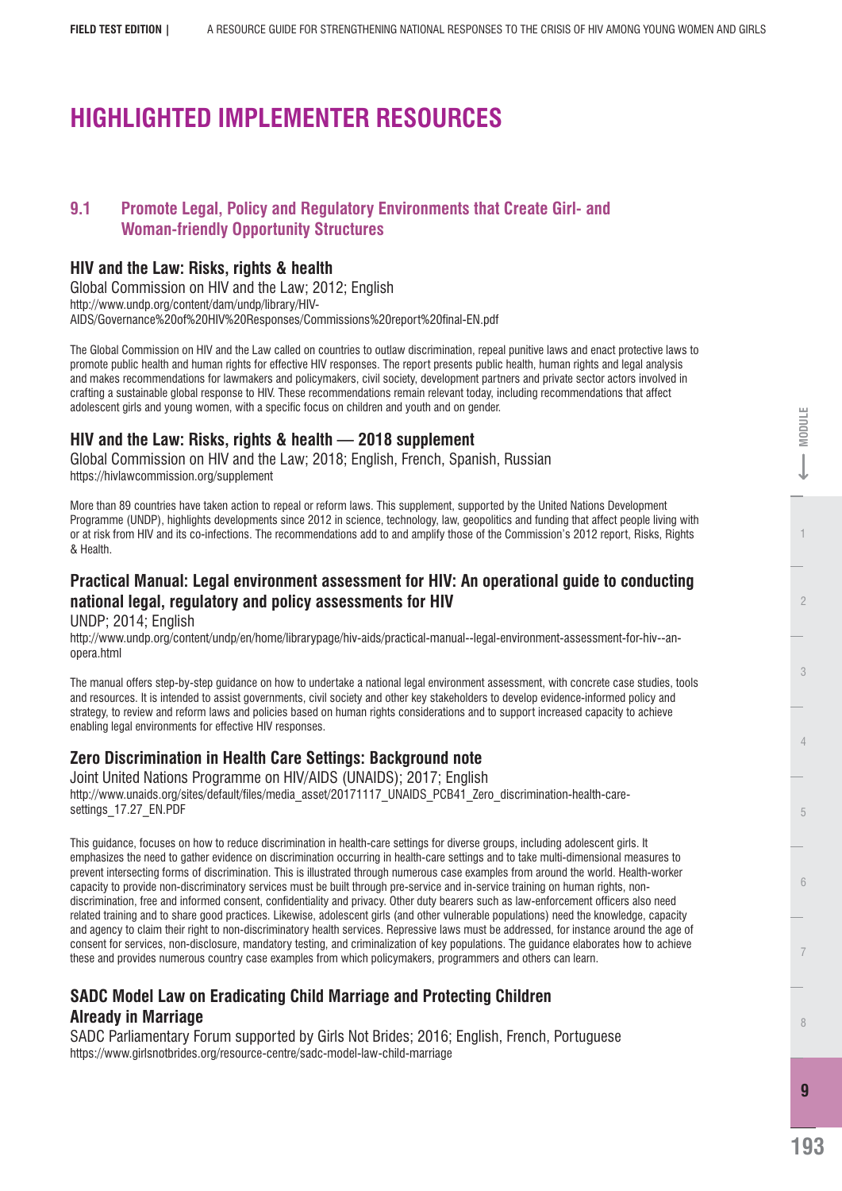# HIGHLIGHTED IMPLEMENTER RESOURCES

## 9.1 Promote Legal, Policy and Regulatory Environments that Create Girl- and Woman-friendly Opportunity Structures

### HIV and the Law: Risks, rights & health

Global Commission on HIV and the Law; 2012; English
http://www.undp.org/content/dam/undp/library/HIV-AIDS/Governance%20of%20HIV%20Responses/Commissions%20report%20final-EN.pdf

The Global Commission on HIV and the Law called on countries to outlaw discrimination, repeal punitive laws and enact protective laws to promote public health and human rights for effective HIV responses. The report presents public health, human rights and legal analysis and makes recommendations for lawmakers and policymakers, civil society, development partners and private sector actors involved in crafting a sustainable global response to HIV. These recommendations remain relevant today, including recommendations that affect adolescent girls and young women, with a specific focus on children and youth and on gender.

### HIV and the Law: Risks, rights & health — 2018 supplement

Global Commission on HIV and the Law; 2018; English, French, Spanish, Russian
https://hivlawcommission.org/supplement

More than 89 countries have taken action to repeal or reform laws. This supplement, supported by the United Nations Development Programme (UNDP), highlights developments since 2012 in science, technology, law, geopolitics and funding that affect people living with or at risk from HIV and its co-infections. The recommendations add to and amplify those of the Commission's 2012 report, Risks, Rights & Health.

### Practical Manual: Legal environment assessment for HIV: An operational guide to conducting national legal, regulatory and policy assessments for HIV

UNDP; 2014; English
http://www.undp.org/content/undp/en/home/librarypage/hiv-aids/practical-manual--legal-environment-assessment-for-hiv--an-opera.html

The manual offers step-by-step guidance on how to undertake a national legal environment assessment, with concrete case studies, tools and resources. It is intended to assist governments, civil society and other key stakeholders to develop evidence-informed policy and strategy, to review and reform laws and policies based on human rights considerations and to support increased capacity to achieve enabling legal environments for effective HIV responses.

### Zero Discrimination in Health Care Settings: Background note

Joint United Nations Programme on HIV/AIDS (UNAIDS); 2017; English
http://www.unaids.org/sites/default/files/media_asset/20171117_UNAIDS_PCB41_Zero_discrimination-health-care-settings_17.27_EN.PDF

This guidance, focuses on how to reduce discrimination in health-care settings for diverse groups, including adolescent girls. It emphasizes the need to gather evidence on discrimination occurring in health-care settings and to take multi-dimensional measures to prevent intersecting forms of discrimination. This is illustrated through numerous case examples from around the world. Health-worker capacity to provide non-discriminatory services must be built through pre-service and in-service training on human rights, non-discrimination, free and informed consent, confidentiality and privacy. Other duty bearers such as law-enforcement officers also need related training and to share good practices. Likewise, adolescent girls (and other vulnerable populations) need the knowledge, capacity and agency to claim their right to non-discriminatory health services. Repressive laws must be addressed, for instance around the age of consent for services, non-disclosure, mandatory testing, and criminalization of key populations. The guidance elaborates how to achieve these and provides numerous country case examples from which policymakers, programmers and others can learn.

### SADC Model Law on Eradicating Child Marriage and Protecting Children Already in Marriage

SADC Parliamentary Forum supported by Girls Not Brides; 2016; English, French, Portuguese
https://www.girlsnotbrides.org/resource-centre/sadc-model-law-child-marriage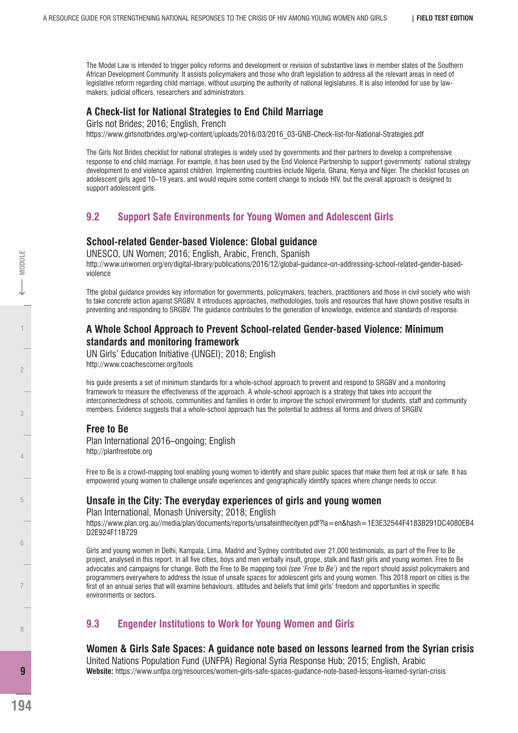The Model Law is intended to trigger policy reforms and development or revision of substantive laws in member states of the Southern African Development Community. It assists policymakers and those who draft legislation to address all the relevant areas in need of legislative reform regarding child marriage, without usurping the authority of national legislatures. It is also intended for use by law-makers, judicial officers, researchers and administrators.

### A Check-list for National Strategies to End Child Marriage

Girls not Brides; 2016; English, French
https://www.girlsnotbrides.org/wp-content/uploads/2016/03/2016_03-GNB-Check-list-for-National-Strategies.pdf

The Girls Not Brides checklist for national strategies is widely used by governments and their partners to develop a comprehensive response to end child marriage. For example, it has been used by the End Violence Partnership to support governments' national strategy development to end violence against children. Implementing countries include Nigeria, Ghana, Kenya and Niger. The checklist focuses on adolescent girls aged 10–19 years, and would require some content change to include HIV, but the overall approach is designed to support adolescent girls.

## 9.2 Support Safe Environments for Young Women and Adolescent Girls

### School-related Gender-based Violence: Global guidance

UNESCO, UN Women; 2016; English, Arabic, French, Spanish
http://www.unwomen.org/en/digital-library/publications/2016/12/global-guidance-on-addressing-school-related-gender-based-violence

Tthe global guidance provides key information for governments, policymakers, teachers, practitioners and those in civil society who wish to take concrete action against SRGBV. It introduces approaches, methodologies, tools and resources that have shown positive results in preventing and responding to SRGBV. The guidance contributes to the generation of knowledge, evidence and standards of response.

### A Whole School Approach to Prevent School-related Gender-based Violence: Minimum standards and monitoring framework

UN Girls' Education Initiative (UNGEI); 2018; English
http://www.coachescorner.org/tools

his guide presents a set of minimum standards for a whole-school approach to prevent and respond to SRGBV and a monitoring framework to measure the effectiveness of the approach. A whole-school approach is a strategy that takes into account the interconnectedness of schools, communities and families in order to improve the school environment for students, staff and community members. Evidence suggests that a whole-school approach has the potential to address all forms and drivers of SRGBV.

### Free to Be

Plan International 2016–ongoing; English
http://planfreetobe.org

Free to Be is a crowd-mapping tool enabling young women to identify and share public spaces that make them feel at risk or safe. It has empowered young women to challenge unsafe experiences and geographically identify spaces where change needs to occur.

### Unsafe in the City: The everyday experiences of girls and young women

Plan International, Monash University; 2018; English
https://www.plan.org.au//media/plan/documents/reports/unsafeinthecityen.pdf?la=en&hash=1E3E32544F4183B291DC4080EB4D2E924F11B729

Girls and young women in Delhi, Kampala, Lima, Madrid and Sydney contributed over 21,000 testimonials, as part of the Free to Be project, analysed in this report. In all five cities, boys and men verbally insult, grope, stalk and flash girls and young women. Free to Be advocates and campaigns for change. Both the Free to Be mapping tool *(see 'Free to Be')* and the report should assist policymakers and programmers everywhere to address the issue of unsafe spaces for adolescent girls and young women. This 2018 report on cities is the first of an annual series that will examine behaviours, attitudes and beliefs that limit girls' freedom and opportunities in specific environments or sectors.

## 9.3 Engender Institutions to Work for Young Women and Girls

### Women & Girls Safe Spaces: A guidance note based on lessons learned from the Syrian crisis

United Nations Population Fund (UNFPA) Regional Syria Response Hub; 2015; English, Arabic
**Website:** https://www.unfpa.org/resources/women-girls-safe-spaces-guidance-note-based-lessons-learned-syrian-crisis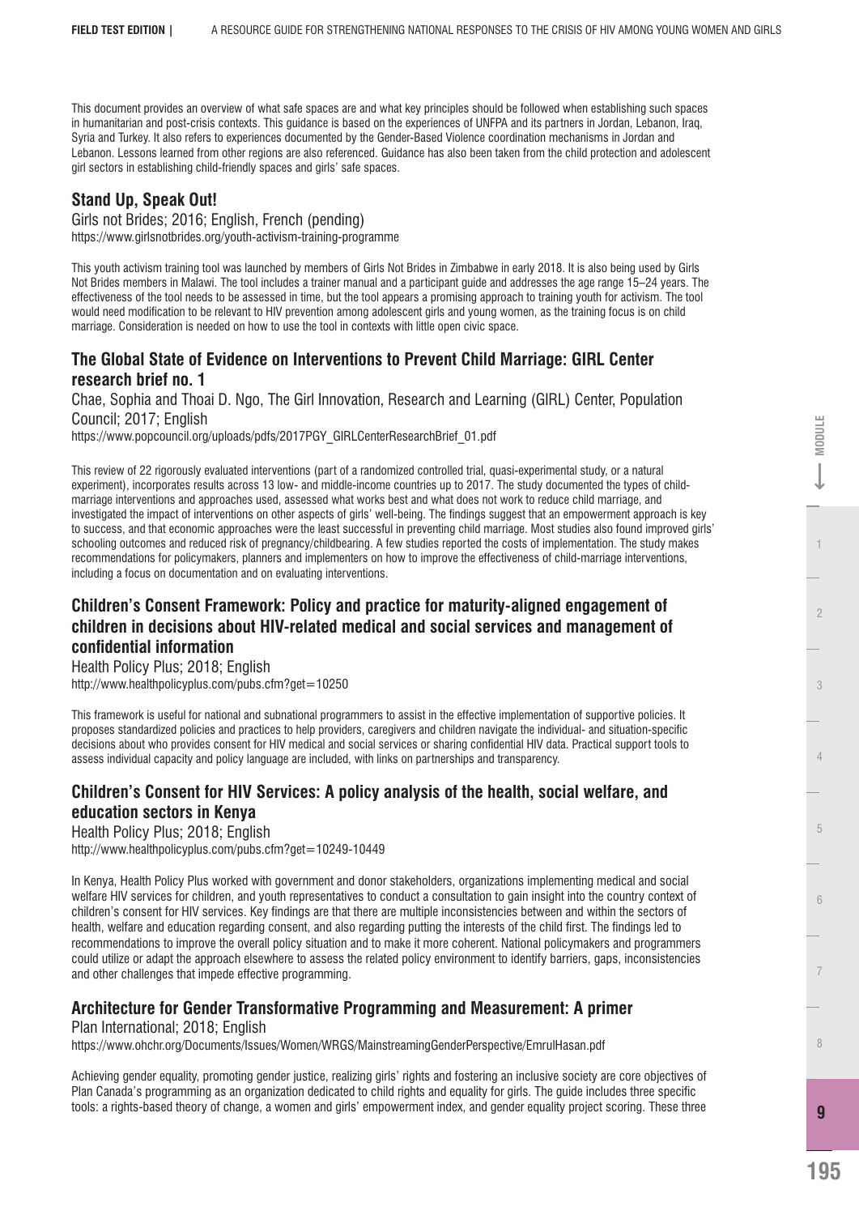This document provides an overview of what safe spaces are and what key principles should be followed when establishing such spaces in humanitarian and post-crisis contexts. This guidance is based on the experiences of UNFPA and its partners in Jordan, Lebanon, Iraq, Syria and Turkey. It also refers to experiences documented by the Gender-Based Violence coordination mechanisms in Jordan and Lebanon. Lessons learned from other regions are also referenced. Guidance has also been taken from the child protection and adolescent girl sectors in establishing child-friendly spaces and girls' safe spaces.

## Stand Up, Speak Out!

Girls not Brides; 2016; English, French (pending)
https://www.girlsnotbrides.org/youth-activism-training-programme

This youth activism training tool was launched by members of Girls Not Brides in Zimbabwe in early 2018. It is also being used by Girls Not Brides members in Malawi. The tool includes a trainer manual and a participant guide and addresses the age range 15–24 years. The effectiveness of the tool needs to be assessed in time, but the tool appears a promising approach to training youth for activism. The tool would need modification to be relevant to HIV prevention among adolescent girls and young women, as the training focus is on child marriage. Consideration is needed on how to use the tool in contexts with little open civic space.

## The Global State of Evidence on Interventions to Prevent Child Marriage: GIRL Center research brief no. 1

Chae, Sophia and Thoai D. Ngo, The Girl Innovation, Research and Learning (GIRL) Center, Population Council; 2017; English
https://www.popcouncil.org/uploads/pdfs/2017PGY_GIRLCenterResearchBrief_01.pdf

This review of 22 rigorously evaluated interventions (part of a randomized controlled trial, quasi-experimental study, or a natural experiment), incorporates results across 13 low- and middle-income countries up to 2017. The study documented the types of child-marriage interventions and approaches used, assessed what works best and what does not work to reduce child marriage, and investigated the impact of interventions on other aspects of girls' well-being. The findings suggest that an empowerment approach is key to success, and that economic approaches were the least successful in preventing child marriage. Most studies also found improved girls' schooling outcomes and reduced risk of pregnancy/childbearing. A few studies reported the costs of implementation. The study makes recommendations for policymakers, planners and implementers on how to improve the effectiveness of child-marriage interventions, including a focus on documentation and on evaluating interventions.

## Children's Consent Framework: Policy and practice for maturity-aligned engagement of children in decisions about HIV-related medical and social services and management of confidential information

Health Policy Plus; 2018; English
http://www.healthpolicyplus.com/pubs.cfm?get=10250

This framework is useful for national and subnational programmers to assist in the effective implementation of supportive policies. It proposes standardized policies and practices to help providers, caregivers and children navigate the individual- and situation-specific decisions about who provides consent for HIV medical and social services or sharing confidential HIV data. Practical support tools to assess individual capacity and policy language are included, with links on partnerships and transparency.

## Children's Consent for HIV Services: A policy analysis of the health, social welfare, and education sectors in Kenya

Health Policy Plus; 2018; English
http://www.healthpolicyplus.com/pubs.cfm?get=10249-10449

In Kenya, Health Policy Plus worked with government and donor stakeholders, organizations implementing medical and social welfare HIV services for children, and youth representatives to conduct a consultation to gain insight into the country context of children's consent for HIV services. Key findings are that there are multiple inconsistencies between and within the sectors of health, welfare and education regarding consent, and also regarding putting the interests of the child first. The findings led to recommendations to improve the overall policy situation and to make it more coherent. National policymakers and programmers could utilize or adapt the approach elsewhere to assess the related policy environment to identify barriers, gaps, inconsistencies and other challenges that impede effective programming.

## Architecture for Gender Transformative Programming and Measurement: A primer

Plan International; 2018; English
https://www.ohchr.org/Documents/Issues/Women/WRGS/MainstreamingGenderPerspective/EmrulHasan.pdf

Achieving gender equality, promoting gender justice, realizing girls' rights and fostering an inclusive society are core objectives of Plan Canada's programming as an organization dedicated to child rights and equality for girls. The guide includes three specific tools: a rights-based theory of change, a women and girls' empowerment index, and gender equality project scoring. These three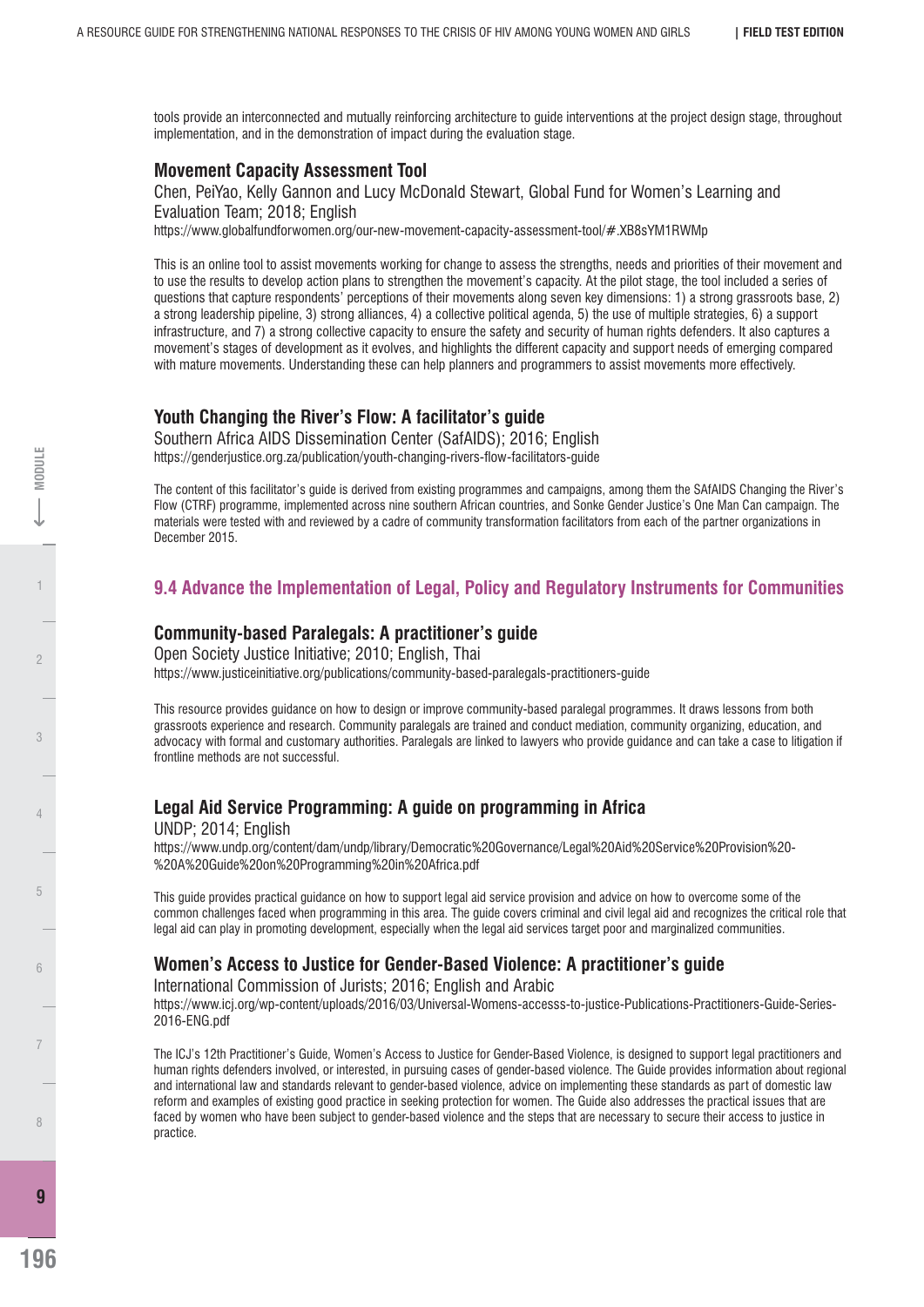tools provide an interconnected and mutually reinforcing architecture to guide interventions at the project design stage, throughout implementation, and in the demonstration of impact during the evaluation stage.

### Movement Capacity Assessment Tool

Chen, PeiYao, Kelly Gannon and Lucy McDonald Stewart, Global Fund for Women's Learning and Evaluation Team; 2018; English
https://www.globalfundforwomen.org/our-new-movement-capacity-assessment-tool/#.XB8sYM1RWMp

This is an online tool to assist movements working for change to assess the strengths, needs and priorities of their movement and to use the results to develop action plans to strengthen the movement's capacity. At the pilot stage, the tool included a series of questions that capture respondents' perceptions of their movements along seven key dimensions: 1) a strong grassroots base, 2) a strong leadership pipeline, 3) strong alliances, 4) a collective political agenda, 5) the use of multiple strategies, 6) a support infrastructure, and 7) a strong collective capacity to ensure the safety and security of human rights defenders. It also captures a movement's stages of development as it evolves, and highlights the different capacity and support needs of emerging compared with mature movements. Understanding these can help planners and programmers to assist movements more effectively.

### Youth Changing the River's Flow: A facilitator's guide

Southern Africa AIDS Dissemination Center (SafAIDS); 2016; English
https://genderjustice.org.za/publication/youth-changing-rivers-flow-facilitators-guide

The content of this facilitator's guide is derived from existing programmes and campaigns, among them the SAfAIDS Changing the River's Flow (CTRF) programme, implemented across nine southern African countries, and Sonke Gender Justice's One Man Can campaign. The materials were tested with and reviewed by a cadre of community transformation facilitators from each of the partner organizations in December 2015.

## 9.4 Advance the Implementation of Legal, Policy and Regulatory Instruments for Communities

### Community-based Paralegals: A practitioner's guide

Open Society Justice Initiative; 2010; English, Thai
https://www.justiceinitiative.org/publications/community-based-paralegals-practitioners-guide

This resource provides guidance on how to design or improve community-based paralegal programmes. It draws lessons from both grassroots experience and research. Community paralegals are trained and conduct mediation, community organizing, education, and advocacy with formal and customary authorities. Paralegals are linked to lawyers who provide guidance and can take a case to litigation if frontline methods are not successful.

### Legal Aid Service Programming: A guide on programming in Africa

UNDP; 2014; English
https://www.undp.org/content/dam/undp/library/Democratic%20Governance/Legal%20Aid%20Service%20Provision%20-%20A%20Guide%20on%20Programming%20in%20Africa.pdf

This guide provides practical guidance on how to support legal aid service provision and advice on how to overcome some of the common challenges faced when programming in this area. The guide covers criminal and civil legal aid and recognizes the critical role that legal aid can play in promoting development, especially when the legal aid services target poor and marginalized communities.

### Women's Access to Justice for Gender-Based Violence: A practitioner's guide

International Commission of Jurists; 2016; English and Arabic
https://www.icj.org/wp-content/uploads/2016/03/Universal-Womens-accesss-to-justice-Publications-Practitioners-Guide-Series-2016-ENG.pdf

The ICJ's 12th Practitioner's Guide, Women's Access to Justice for Gender-Based Violence, is designed to support legal practitioners and human rights defenders involved, or interested, in pursuing cases of gender-based violence. The Guide provides information about regional and international law and standards relevant to gender-based violence, advice on implementing these standards as part of domestic law reform and examples of existing good practice in seeking protection for women. The Guide also addresses the practical issues that are faced by women who have been subject to gender-based violence and the steps that are necessary to secure their access to justice in practice.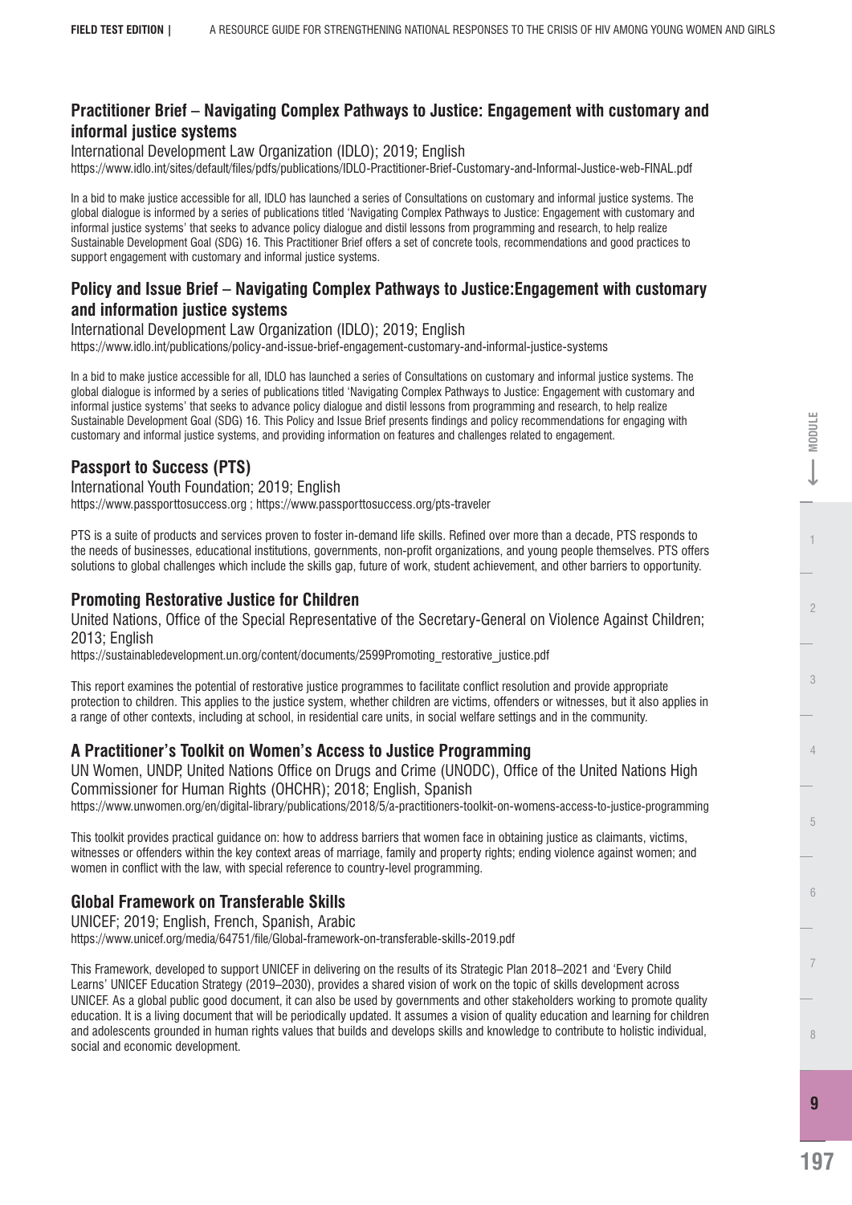### Practitioner Brief – Navigating Complex Pathways to Justice: Engagement with customary and informal justice systems

International Development Law Organization (IDLO); 2019; English

https://www.idlo.int/sites/default/files/pdfs/publications/IDLO-Practitioner-Brief-Customary-and-Informal-Justice-web-FINAL.pdf

In a bid to make justice accessible for all, IDLO has launched a series of Consultations on customary and informal justice systems. The global dialogue is informed by a series of publications titled 'Navigating Complex Pathways to Justice: Engagement with customary and informal justice systems' that seeks to advance policy dialogue and distil lessons from programming and research, to help realize Sustainable Development Goal (SDG) 16. This Practitioner Brief offers a set of concrete tools, recommendations and good practices to support engagement with customary and informal justice systems.

### Policy and Issue Brief – Navigating Complex Pathways to Justice:Engagement with customary and information justice systems

International Development Law Organization (IDLO); 2019; English

https://www.idlo.int/publications/policy-and-issue-brief-engagement-customary-and-informal-justice-systems

In a bid to make justice accessible for all, IDLO has launched a series of Consultations on customary and informal justice systems. The global dialogue is informed by a series of publications titled 'Navigating Complex Pathways to Justice: Engagement with customary and informal justice systems' that seeks to advance policy dialogue and distil lessons from programming and research, to help realize Sustainable Development Goal (SDG) 16. This Policy and Issue Brief presents findings and policy recommendations for engaging with customary and informal justice systems, and providing information on features and challenges related to engagement.

### Passport to Success (PTS)

International Youth Foundation; 2019; English

https://www.passporttosuccess.org ; https://www.passporttosuccess.org/pts-traveler

PTS is a suite of products and services proven to foster in-demand life skills. Refined over more than a decade, PTS responds to the needs of businesses, educational institutions, governments, non-profit organizations, and young people themselves. PTS offers solutions to global challenges which include the skills gap, future of work, student achievement, and other barriers to opportunity.

### Promoting Restorative Justice for Children

United Nations, Office of the Special Representative of the Secretary-General on Violence Against Children; 2013; English

https://sustainabledevelopment.un.org/content/documents/2599Promoting_restorative_justice.pdf

This report examines the potential of restorative justice programmes to facilitate conflict resolution and provide appropriate protection to children. This applies to the justice system, whether children are victims, offenders or witnesses, but it also applies in a range of other contexts, including at school, in residential care units, in social welfare settings and in the community.

### A Practitioner's Toolkit on Women's Access to Justice Programming

UN Women, UNDP, United Nations Office on Drugs and Crime (UNODC), Office of the United Nations High Commissioner for Human Rights (OHCHR); 2018; English, Spanish

https://www.unwomen.org/en/digital-library/publications/2018/5/a-practitioners-toolkit-on-womens-access-to-justice-programming

This toolkit provides practical guidance on: how to address barriers that women face in obtaining justice as claimants, victims, witnesses or offenders within the key context areas of marriage, family and property rights; ending violence against women; and women in conflict with the law, with special reference to country-level programming.

### Global Framework on Transferable Skills

UNICEF; 2019; English, French, Spanish, Arabic

https://www.unicef.org/media/64751/file/Global-framework-on-transferable-skills-2019.pdf

This Framework, developed to support UNICEF in delivering on the results of its Strategic Plan 2018–2021 and 'Every Child Learns' UNICEF Education Strategy (2019–2030), provides a shared vision of work on the topic of skills development across UNICEF. As a global public good document, it can also be used by governments and other stakeholders working to promote quality education. It is a living document that will be periodically updated. It assumes a vision of quality education and learning for children and adolescents grounded in human rights values that builds and develops skills and knowledge to contribute to holistic individual, social and economic development.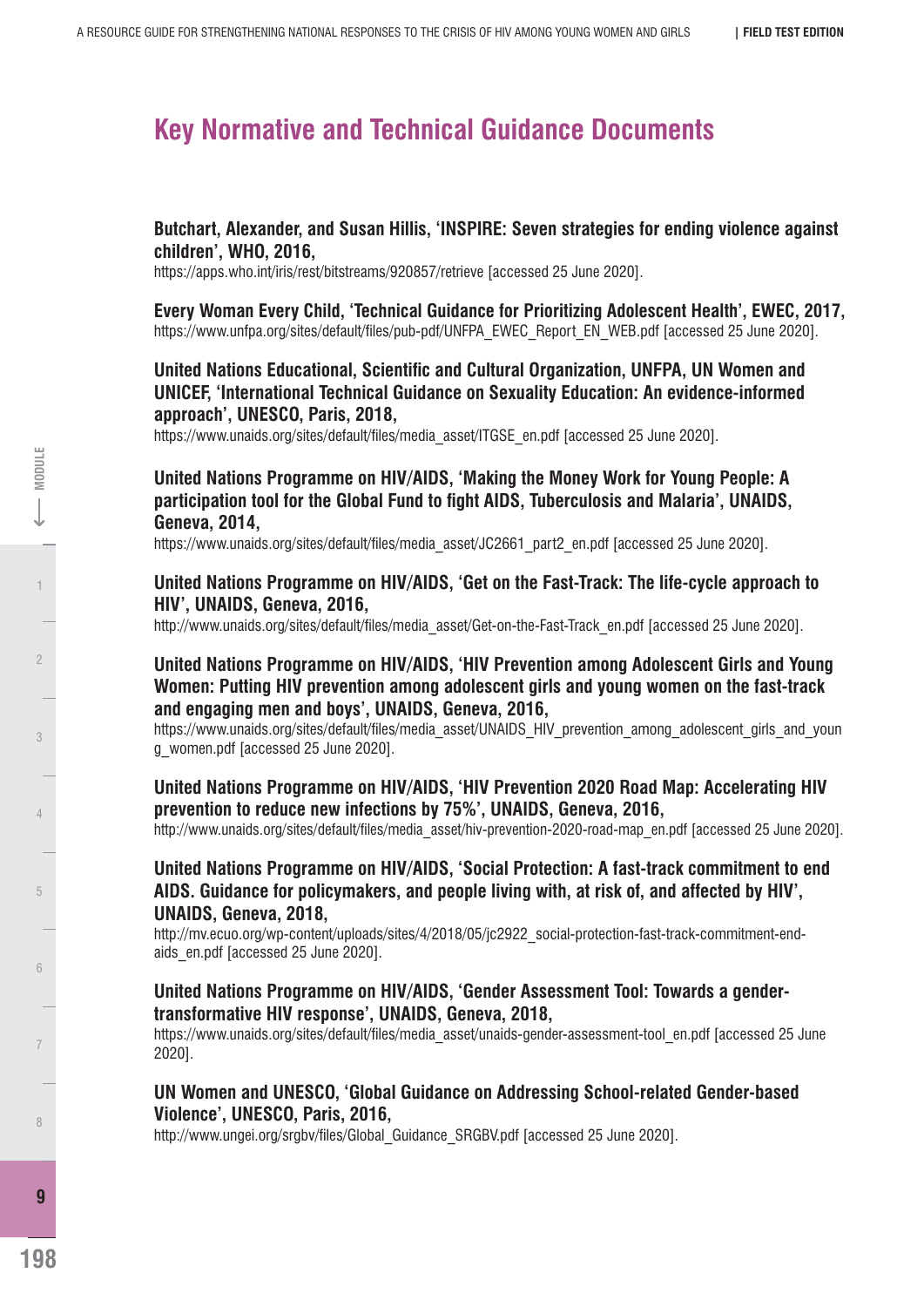# Key Normative and Technical Guidance Documents

**Butchart, Alexander, and Susan Hillis, 'INSPIRE: Seven strategies for ending violence against children', WHO, 2016,**
https://apps.who.int/iris/rest/bitstreams/920857/retrieve [accessed 25 June 2020].

**Every Woman Every Child, 'Technical Guidance for Prioritizing Adolescent Health', EWEC, 2017,**
https://www.unfpa.org/sites/default/files/pub-pdf/UNFPA_EWEC_Report_EN_WEB.pdf [accessed 25 June 2020].

**United Nations Educational, Scientific and Cultural Organization, UNFPA, UN Women and UNICEF, 'International Technical Guidance on Sexuality Education: An evidence-informed approach', UNESCO, Paris, 2018,**
https://www.unaids.org/sites/default/files/media_asset/ITGSE_en.pdf [accessed 25 June 2020].

**United Nations Programme on HIV/AIDS, 'Making the Money Work for Young People: A participation tool for the Global Fund to fight AIDS, Tuberculosis and Malaria', UNAIDS, Geneva, 2014,**
https://www.unaids.org/sites/default/files/media_asset/JC2661_part2_en.pdf [accessed 25 June 2020].

**United Nations Programme on HIV/AIDS, 'Get on the Fast-Track: The life-cycle approach to HIV', UNAIDS, Geneva, 2016,**
http://www.unaids.org/sites/default/files/media_asset/Get-on-the-Fast-Track_en.pdf [accessed 25 June 2020].

**United Nations Programme on HIV/AIDS, 'HIV Prevention among Adolescent Girls and Young Women: Putting HIV prevention among adolescent girls and young women on the fast-track and engaging men and boys', UNAIDS, Geneva, 2016,**
https://www.unaids.org/sites/default/files/media_asset/UNAIDS_HIV_prevention_among_adolescent_girls_and_young_women.pdf [accessed 25 June 2020].

**United Nations Programme on HIV/AIDS, 'HIV Prevention 2020 Road Map: Accelerating HIV prevention to reduce new infections by 75%', UNAIDS, Geneva, 2016,**
http://www.unaids.org/sites/default/files/media_asset/hiv-prevention-2020-road-map_en.pdf [accessed 25 June 2020].

**United Nations Programme on HIV/AIDS, 'Social Protection: A fast-track commitment to end AIDS. Guidance for policymakers, and people living with, at risk of, and affected by HIV', UNAIDS, Geneva, 2018,**
http://mv.ecuo.org/wp-content/uploads/sites/4/2018/05/jc2922_social-protection-fast-track-commitment-end-aids_en.pdf [accessed 25 June 2020].

**United Nations Programme on HIV/AIDS, 'Gender Assessment Tool: Towards a gender-transformative HIV response', UNAIDS, Geneva, 2018,**
https://www.unaids.org/sites/default/files/media_asset/unaids-gender-assessment-tool_en.pdf [accessed 25 June 2020].

**UN Women and UNESCO, 'Global Guidance on Addressing School-related Gender-based Violence', UNESCO, Paris, 2016,**
http://www.ungei.org/srgbv/files/Global_Guidance_SRGBV.pdf [accessed 25 June 2020].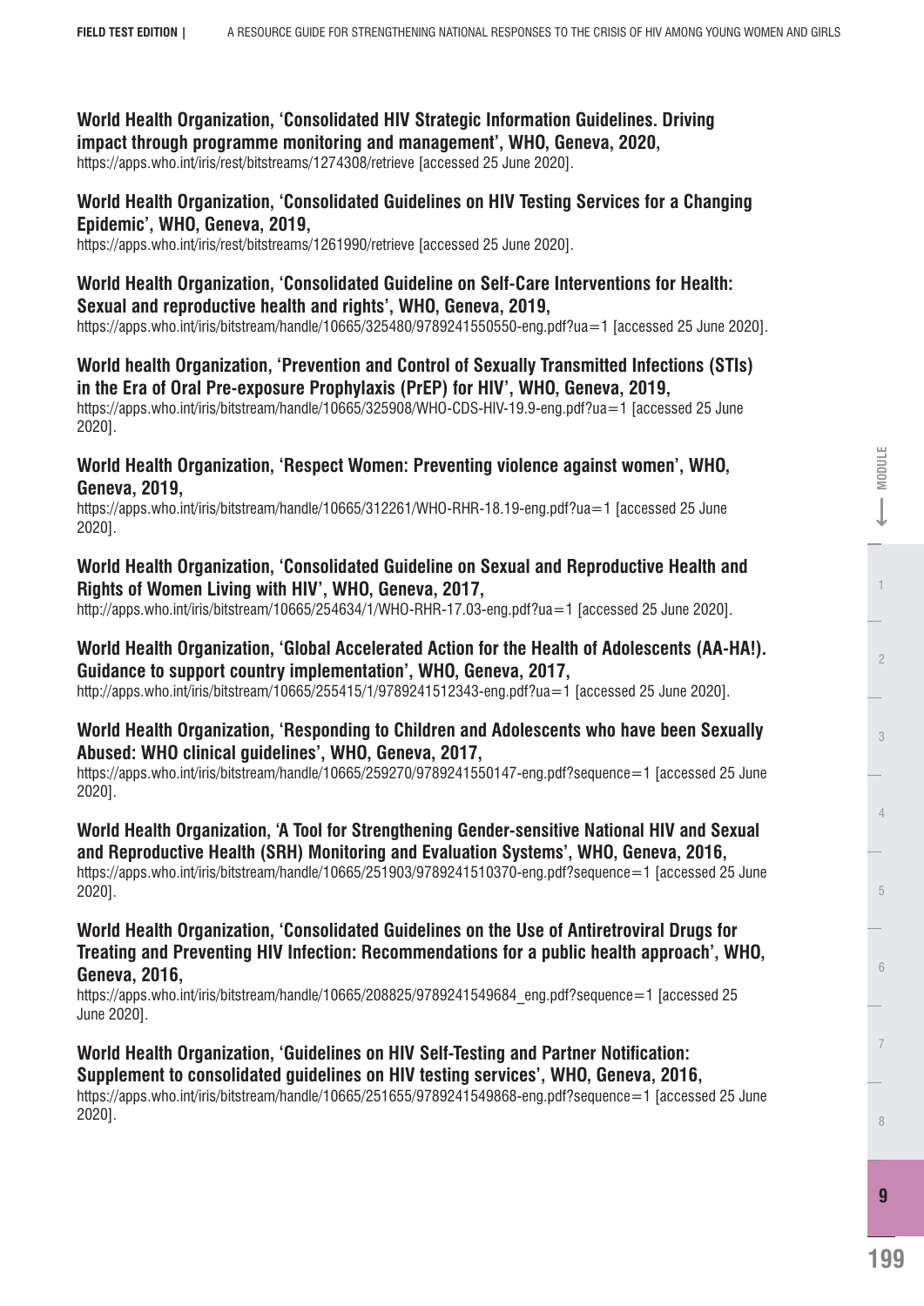**World Health Organization, 'Consolidated HIV Strategic Information Guidelines. Driving impact through programme monitoring and management', WHO, Geneva, 2020,**
https://apps.who.int/iris/rest/bitstreams/1274308/retrieve [accessed 25 June 2020].

**World Health Organization, 'Consolidated Guidelines on HIV Testing Services for a Changing Epidemic', WHO, Geneva, 2019,**
https://apps.who.int/iris/rest/bitstreams/1261990/retrieve [accessed 25 June 2020].

**World Health Organization, 'Consolidated Guideline on Self-Care Interventions for Health: Sexual and reproductive health and rights', WHO, Geneva, 2019,**
https://apps.who.int/iris/bitstream/handle/10665/325480/9789241550550-eng.pdf?ua=1 [accessed 25 June 2020].

**World health Organization, 'Prevention and Control of Sexually Transmitted Infections (STIs) in the Era of Oral Pre-exposure Prophylaxis (PrEP) for HIV', WHO, Geneva, 2019,**
https://apps.who.int/iris/bitstream/handle/10665/325908/WHO-CDS-HIV-19.9-eng.pdf?ua=1 [accessed 25 June 2020].

**World Health Organization, 'Respect Women: Preventing violence against women', WHO, Geneva, 2019,**
https://apps.who.int/iris/bitstream/handle/10665/312261/WHO-RHR-18.19-eng.pdf?ua=1 [accessed 25 June 2020].

**World Health Organization, 'Consolidated Guideline on Sexual and Reproductive Health and Rights of Women Living with HIV', WHO, Geneva, 2017,**
http://apps.who.int/iris/bitstream/10665/254634/1/WHO-RHR-17.03-eng.pdf?ua=1 [accessed 25 June 2020].

**World Health Organization, 'Global Accelerated Action for the Health of Adolescents (AA-HA!). Guidance to support country implementation', WHO, Geneva, 2017,**
http://apps.who.int/iris/bitstream/10665/255415/1/9789241512343-eng.pdf?ua=1 [accessed 25 June 2020].

**World Health Organization, 'Responding to Children and Adolescents who have been Sexually Abused: WHO clinical guidelines', WHO, Geneva, 2017,**
https://apps.who.int/iris/bitstream/handle/10665/259270/9789241550147-eng.pdf?sequence=1 [accessed 25 June 2020].

**World Health Organization, 'A Tool for Strengthening Gender-sensitive National HIV and Sexual and Reproductive Health (SRH) Monitoring and Evaluation Systems', WHO, Geneva, 2016,**
https://apps.who.int/iris/bitstream/handle/10665/251903/9789241510370-eng.pdf?sequence=1 [accessed 25 June 2020].

**World Health Organization, 'Consolidated Guidelines on the Use of Antiretroviral Drugs for Treating and Preventing HIV Infection: Recommendations for a public health approach', WHO, Geneva, 2016,**
https://apps.who.int/iris/bitstream/handle/10665/208825/9789241549684_eng.pdf?sequence=1 [accessed 25 June 2020].

**World Health Organization, 'Guidelines on HIV Self-Testing and Partner Notification: Supplement to consolidated guidelines on HIV testing services', WHO, Geneva, 2016,**
https://apps.who.int/iris/bitstream/handle/10665/251655/9789241549868-eng.pdf?sequence=1 [accessed 25 June 2020].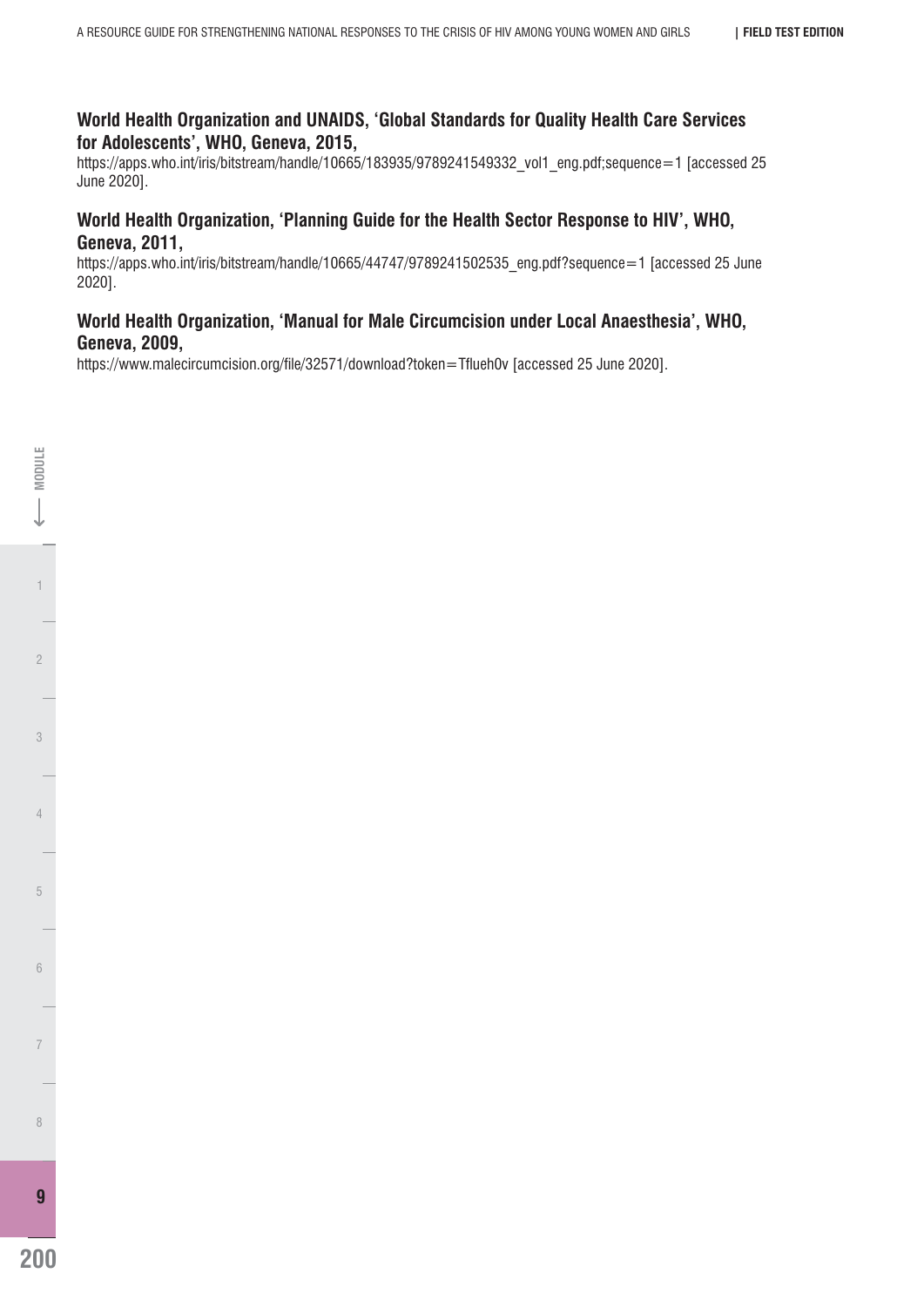**World Health Organization and UNAIDS, 'Global Standards for Quality Health Care Services for Adolescents', WHO, Geneva, 2015,**
https://apps.who.int/iris/bitstream/handle/10665/183935/9789241549332_vol1_eng.pdf;sequence=1 [accessed 25 June 2020].

**World Health Organization, 'Planning Guide for the Health Sector Response to HIV', WHO, Geneva, 2011,**
https://apps.who.int/iris/bitstream/handle/10665/44747/9789241502535_eng.pdf?sequence=1 [accessed 25 June 2020].

**World Health Organization, 'Manual for Male Circumcision under Local Anaesthesia', WHO, Geneva, 2009,**
https://www.malecircumcision.org/file/32571/download?token=Tflueh0v [accessed 25 June 2020].